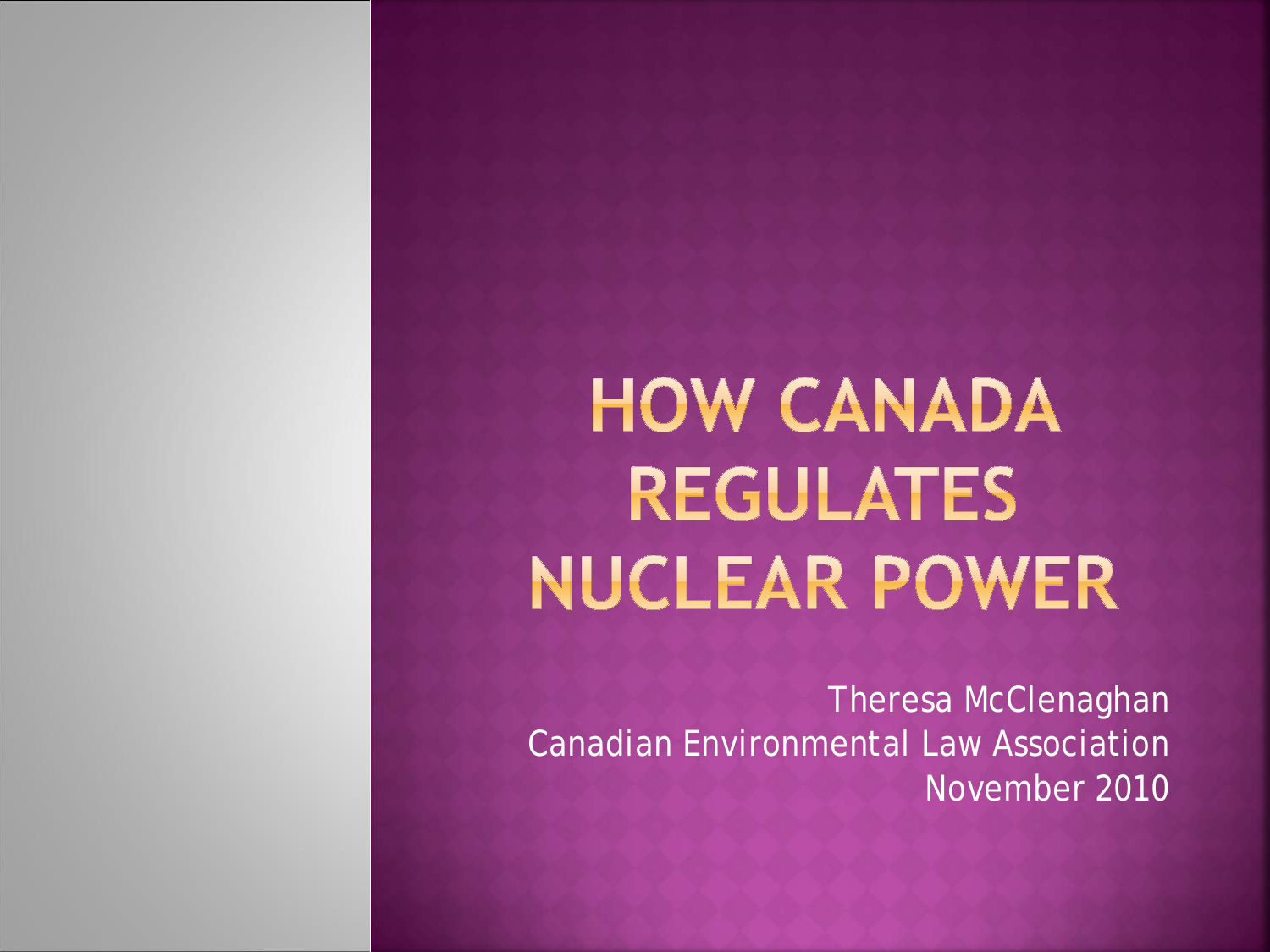# HOW CANADA REGULATES NUCLEAR POWER

Theresa McClenaghan
Canadian Environmental Law Association
November 2010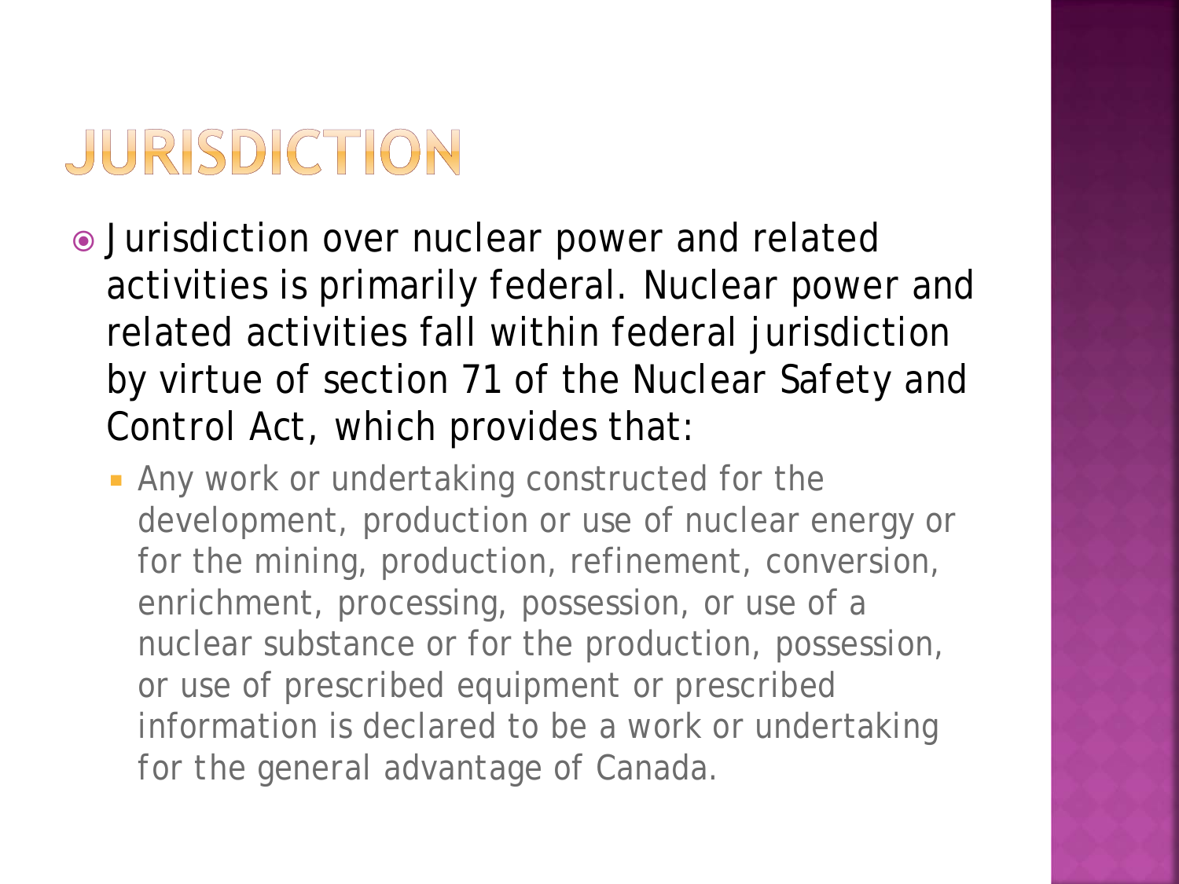# JURISDICTION

- Jurisdiction over nuclear power and related activities is primarily federal. Nuclear power and related activities fall within federal jurisdiction by virtue of section 71 of the Nuclear Safety and Control Act, which provides that:
  - Any work or undertaking constructed for the development, production or use of nuclear energy or for the mining, production, refinement, conversion, enrichment, processing, possession, or use of a nuclear substance or for the production, possession, or use of prescribed equipment or prescribed information is declared to be a work or undertaking for the general advantage of Canada.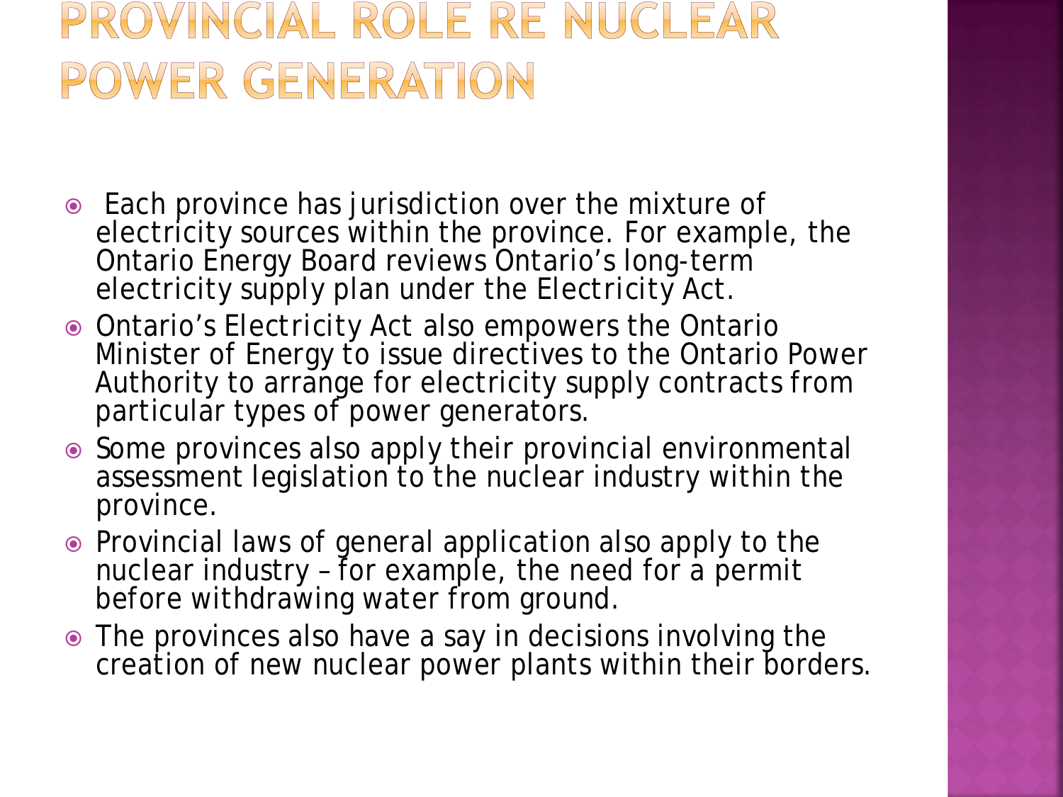# PROVINCIAL ROLE RE NUCLEAR POWER GENERATION

- Each province has jurisdiction over the mixture of electricity sources within the province. For example, the Ontario Energy Board reviews Ontario's long-term electricity supply plan under the Electricity Act.
- Ontario's Electricity Act also empowers the Ontario Minister of Energy to issue directives to the Ontario Power Authority to arrange for electricity supply contracts from particular types of power generators.
- Some provinces also apply their provincial environmental assessment legislation to the nuclear industry within the province.
- Provincial laws of general application also apply to the nuclear industry – for example, the need for a permit before withdrawing water from ground.
- The provinces also have a say in decisions involving the creation of new nuclear power plants within their borders.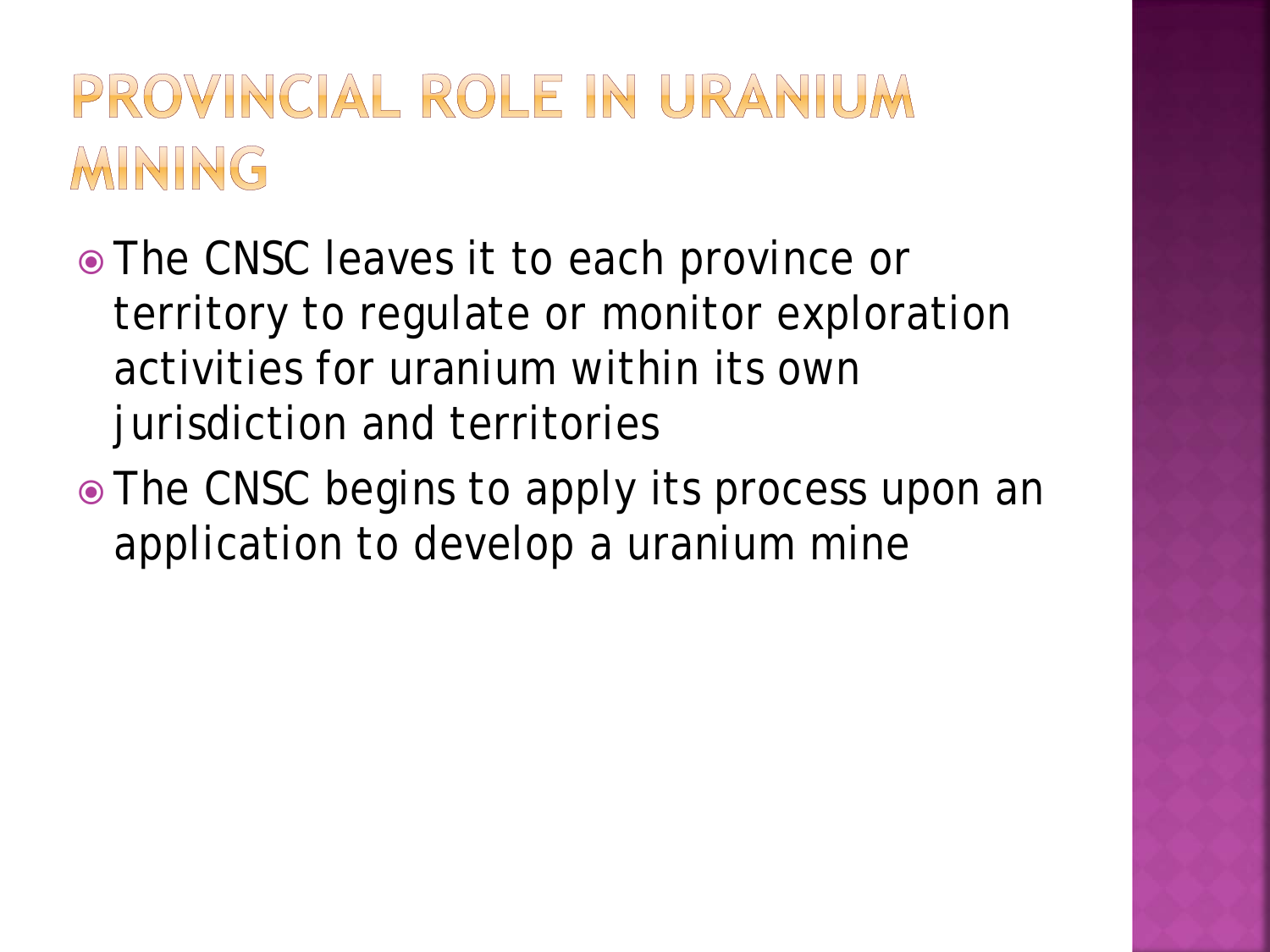# PROVINCIAL ROLE IN URANIUM MINING

- The CNSC leaves it to each province or territory to regulate or monitor exploration activities for uranium within its own jurisdiction and territories
- The CNSC begins to apply its process upon an application to develop a uranium mine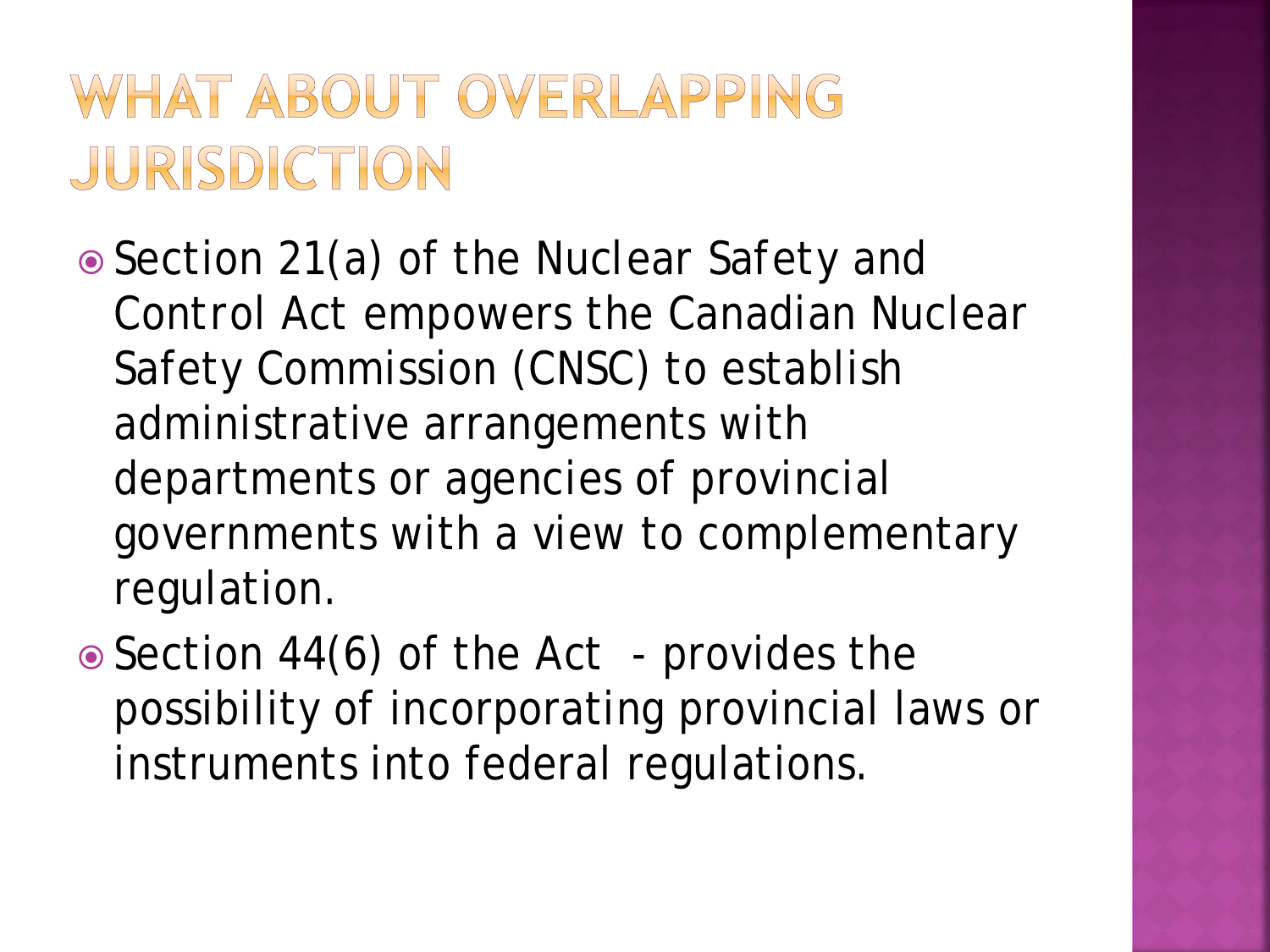# WHAT ABOUT OVERLAPPING JURISDICTION

- Section 21(a) of the Nuclear Safety and Control Act empowers the Canadian Nuclear Safety Commission (CNSC) to establish administrative arrangements with departments or agencies of provincial governments with a view to complementary regulation.
- Section 44(6) of the Act - provides the possibility of incorporating provincial laws or instruments into federal regulations.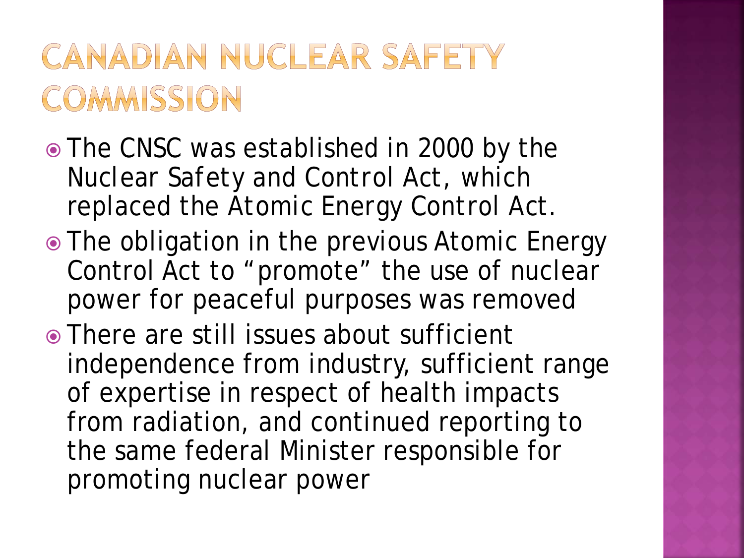# CANADIAN NUCLEAR SAFETY COMMISSION

- The CNSC was established in 2000 by the Nuclear Safety and Control Act, which replaced the Atomic Energy Control Act.
- The obligation in the previous Atomic Energy Control Act to "promote" the use of nuclear power for peaceful purposes was removed
- There are still issues about sufficient independence from industry, sufficient range of expertise in respect of health impacts from radiation, and continued reporting to the same federal Minister responsible for promoting nuclear power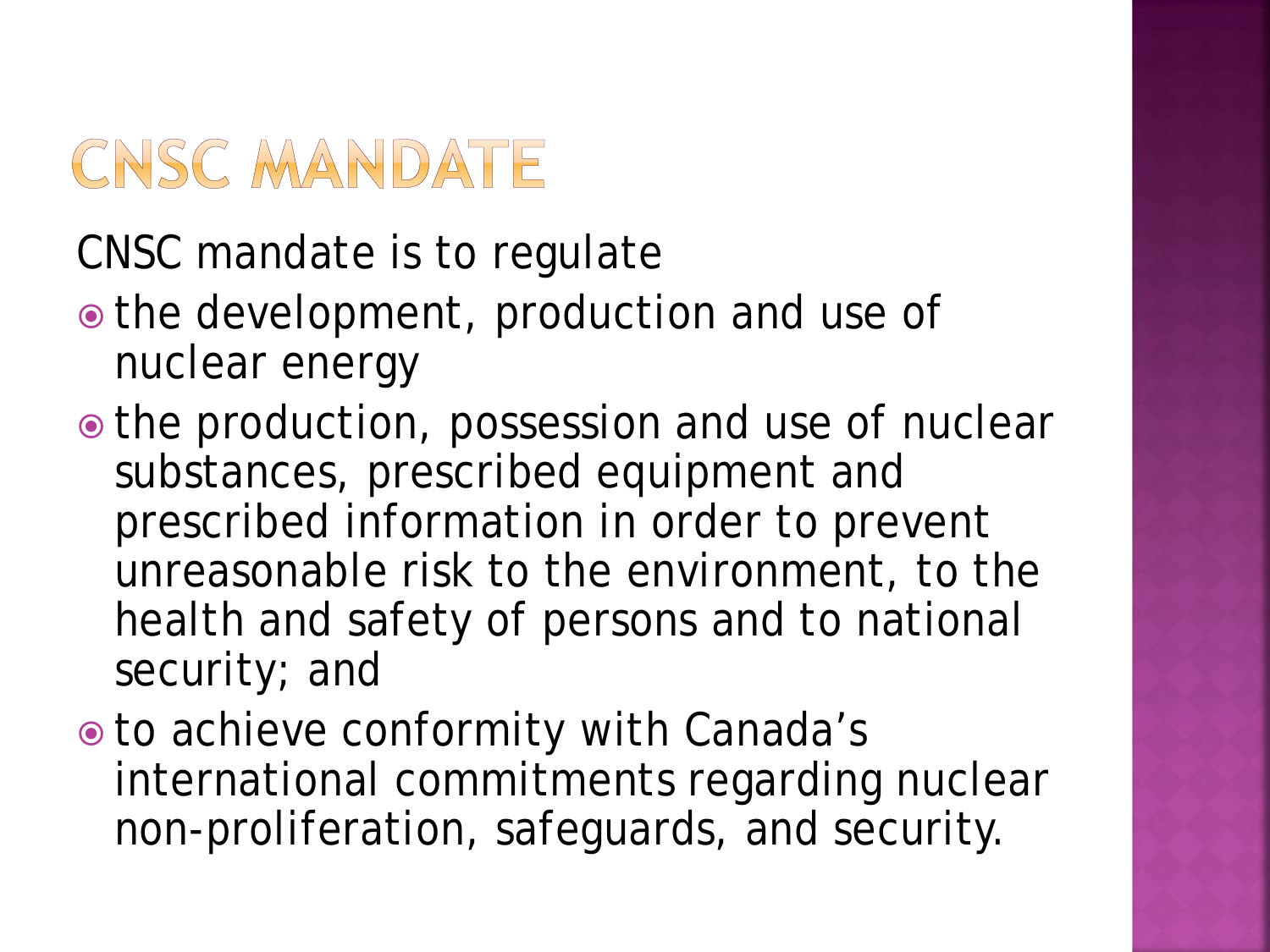# CNSC MANDATE

CNSC mandate is to regulate

- the development, production and use of nuclear energy
- the production, possession and use of nuclear substances, prescribed equipment and prescribed information in order to prevent unreasonable risk to the environment, to the health and safety of persons and to national security; and
- to achieve conformity with Canada's international commitments regarding nuclear non-proliferation, safeguards, and security.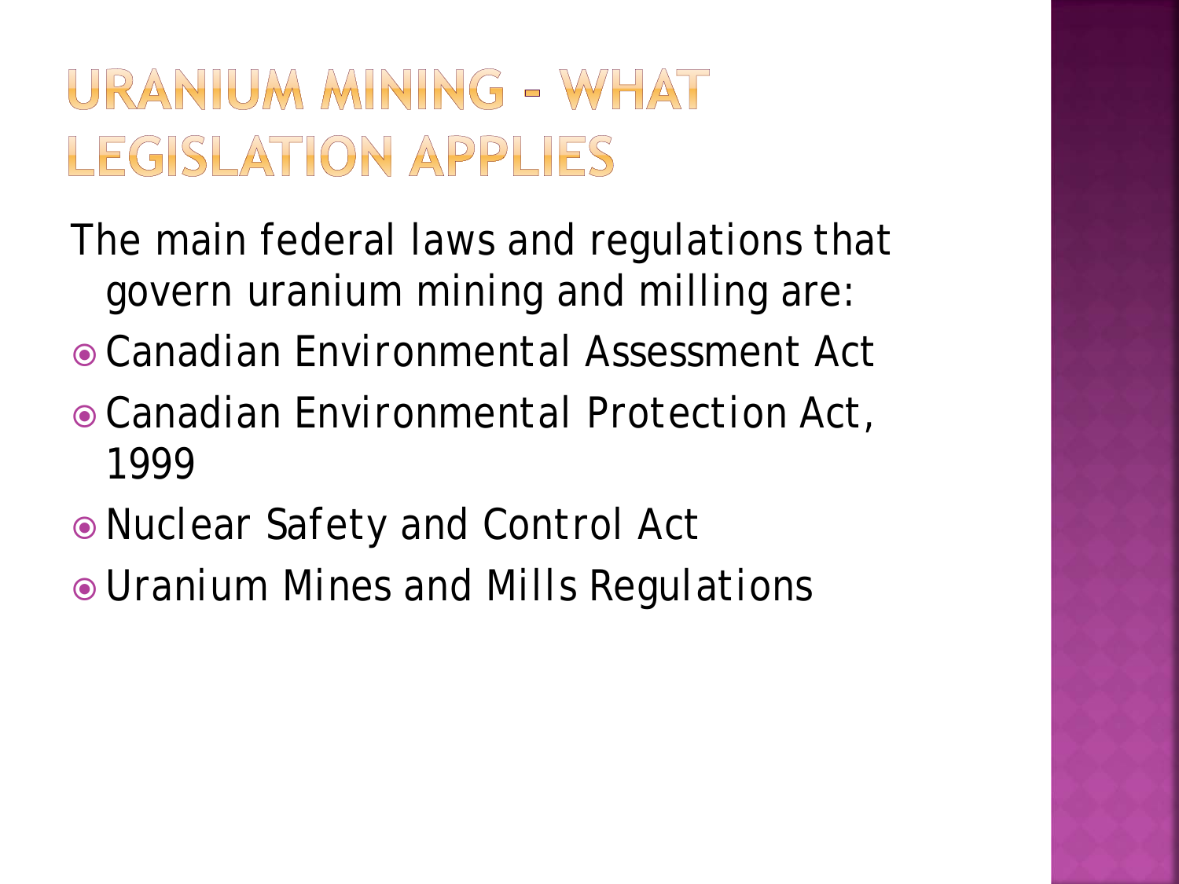# URANIUM MINING – WHAT LEGISLATION APPLIES

The main federal laws and regulations that govern uranium mining and milling are:

- Canadian Environmental Assessment Act
- Canadian Environmental Protection Act, 1999
- Nuclear Safety and Control Act
- Uranium Mines and Mills Regulations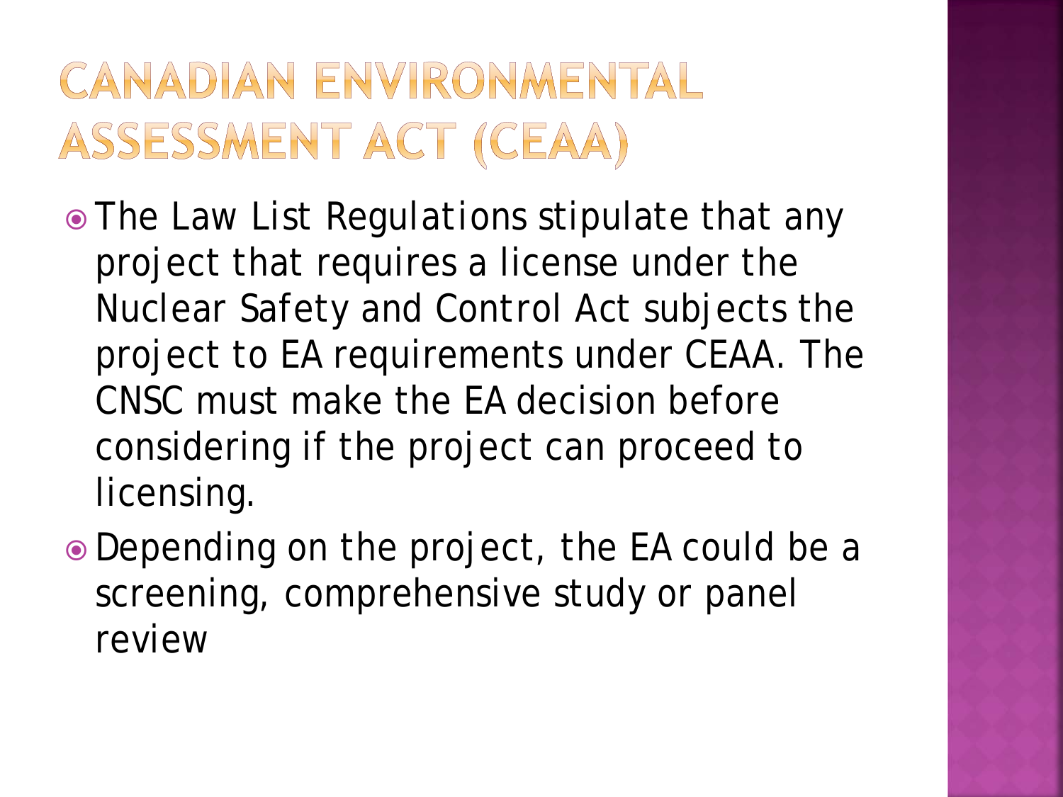# CANADIAN ENVIRONMENTAL ASSESSMENT ACT (CEAA)

- The Law List Regulations stipulate that any project that requires a license under the Nuclear Safety and Control Act subjects the project to EA requirements under CEAA. The CNSC must make the EA decision before considering if the project can proceed to licensing.
- Depending on the project, the EA could be a screening, comprehensive study or panel review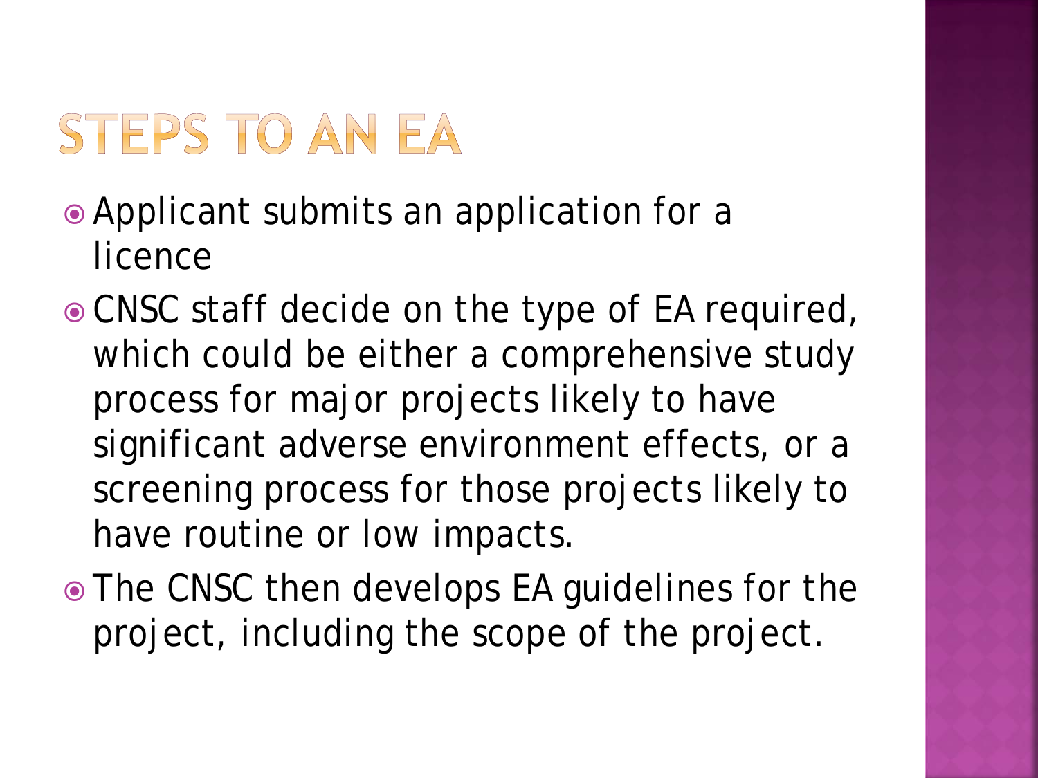# STEPS TO AN EA

- Applicant submits an application for a licence
- CNSC staff decide on the type of EA required, which could be either a comprehensive study process for major projects likely to have significant adverse environment effects, or a screening process for those projects likely to have routine or low impacts.
- The CNSC then develops EA guidelines for the project, including the scope of the project.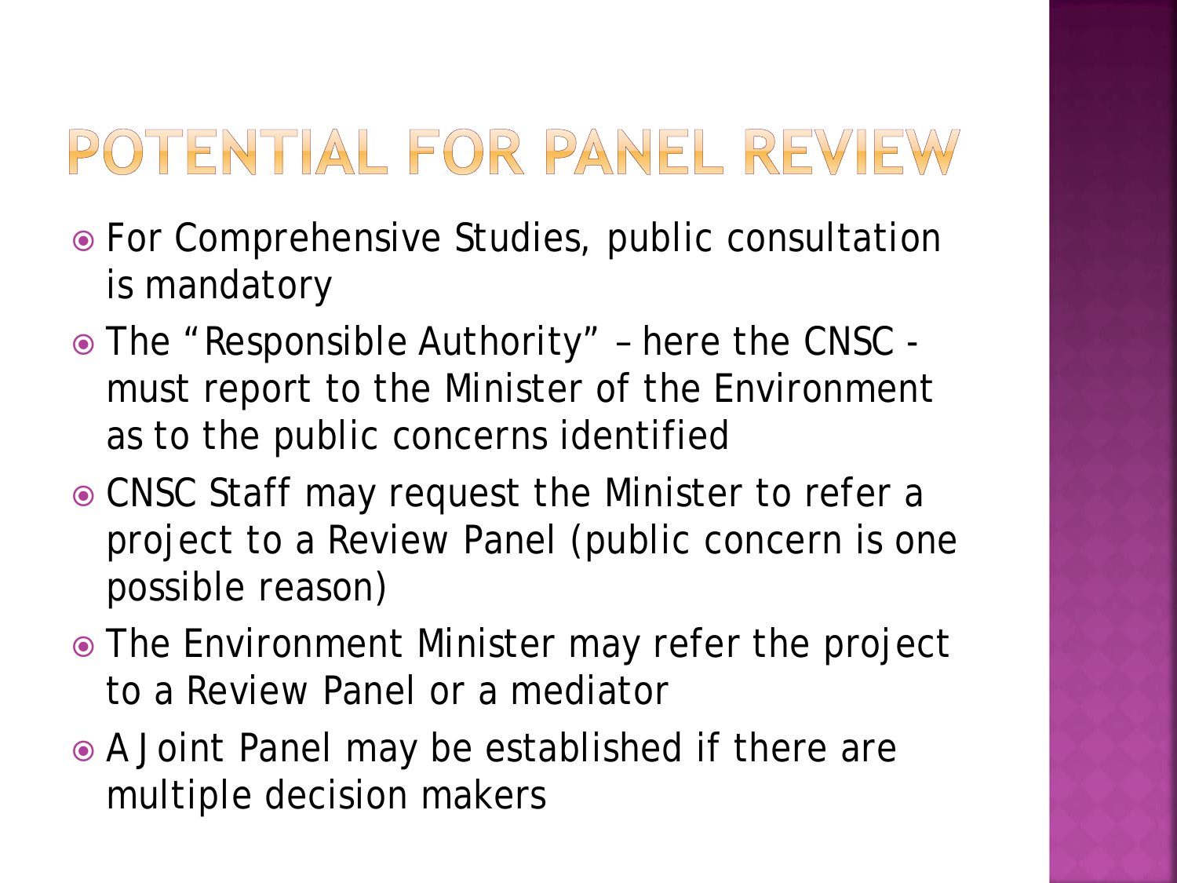# POTENTIAL FOR PANEL REVIEW

- For Comprehensive Studies, public consultation is mandatory
- The "Responsible Authority" – here the CNSC - must report to the Minister of the Environment as to the public concerns identified
- CNSC Staff may request the Minister to refer a project to a Review Panel (public concern is one possible reason)
- The Environment Minister may refer the project to a Review Panel or a mediator
- A Joint Panel may be established if there are multiple decision makers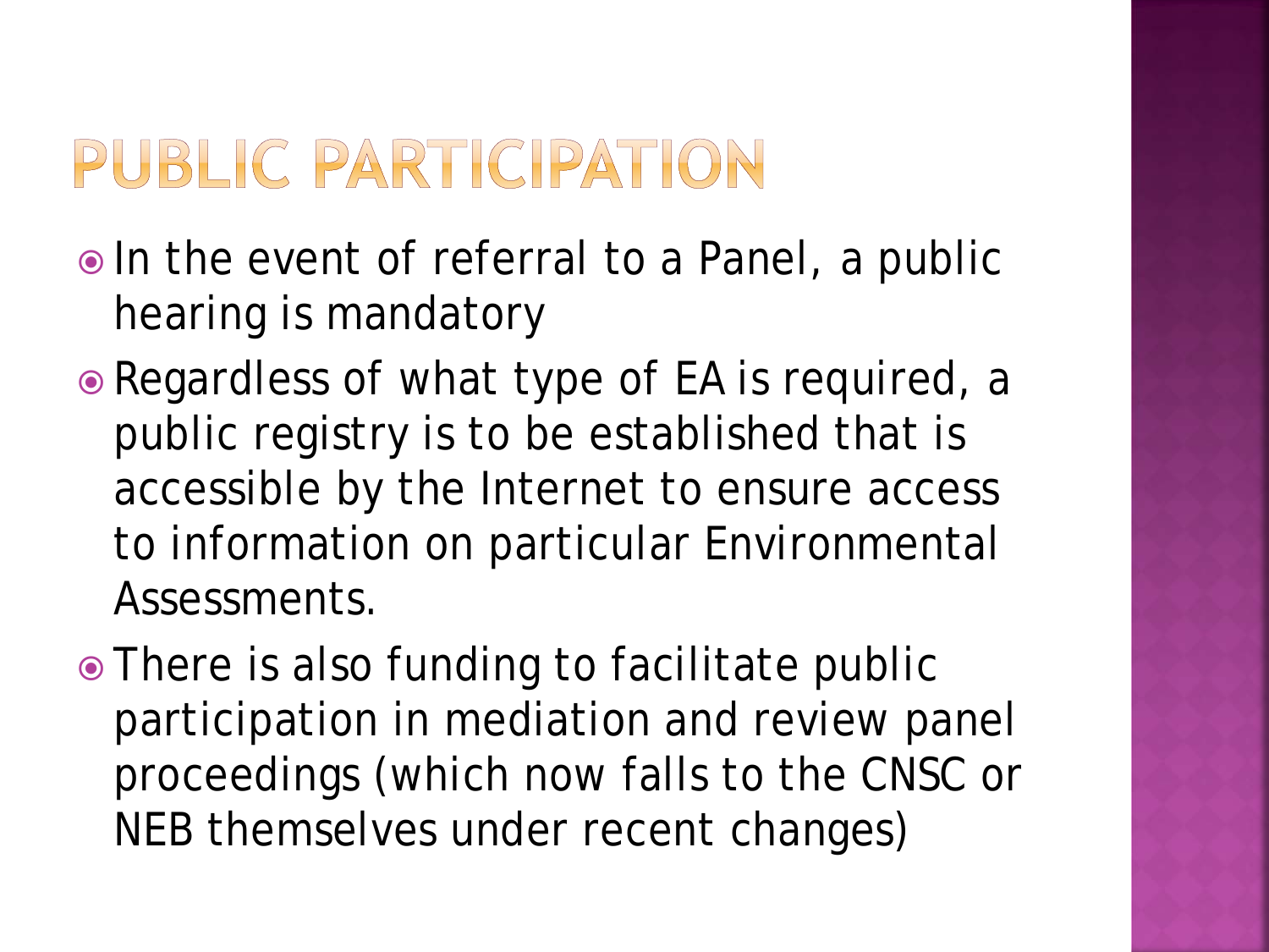# PUBLIC PARTICIPATION

- In the event of referral to a Panel, a public hearing is mandatory
- Regardless of what type of EA is required, a public registry is to be established that is accessible by the Internet to ensure access to information on particular Environmental Assessments.
- There is also funding to facilitate public participation in mediation and review panel proceedings (which now falls to the CNSC or NEB themselves under recent changes)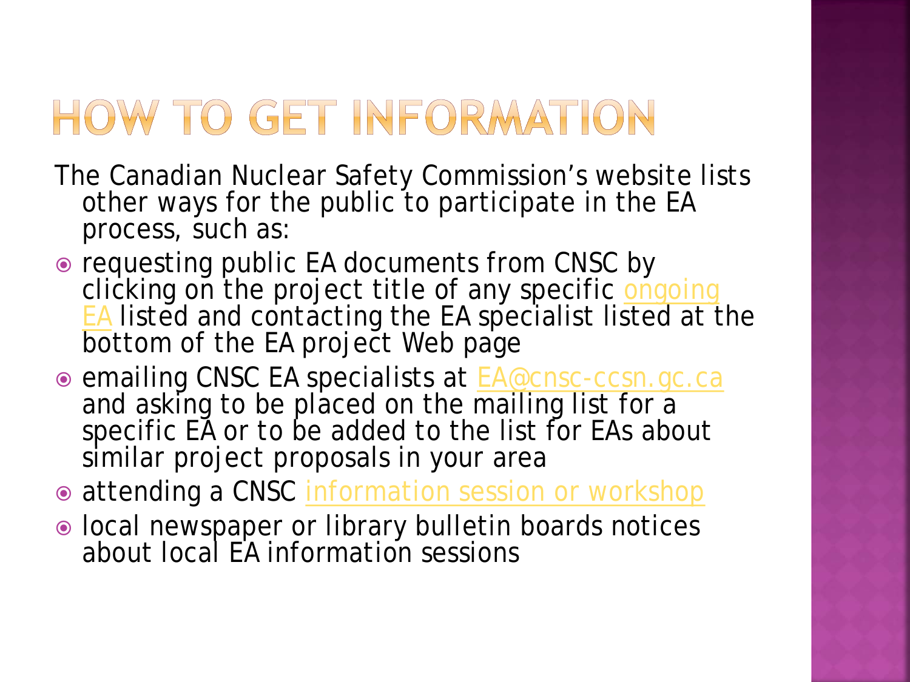# HOW TO GET INFORMATION

The Canadian Nuclear Safety Commission's website lists other ways for the public to participate in the EA process, such as:

- requesting public EA documents from CNSC by clicking on the project title of any specific ongoing EA listed and contacting the EA specialist listed at the bottom of the EA project Web page
- emailing CNSC EA specialists at EA@cnsc-ccsn.gc.ca and asking to be placed on the mailing list for a specific EA or to be added to the list for EAs about similar project proposals in your area
- attending a CNSC information session or workshop
- local newspaper or library bulletin boards notices about local EA information sessions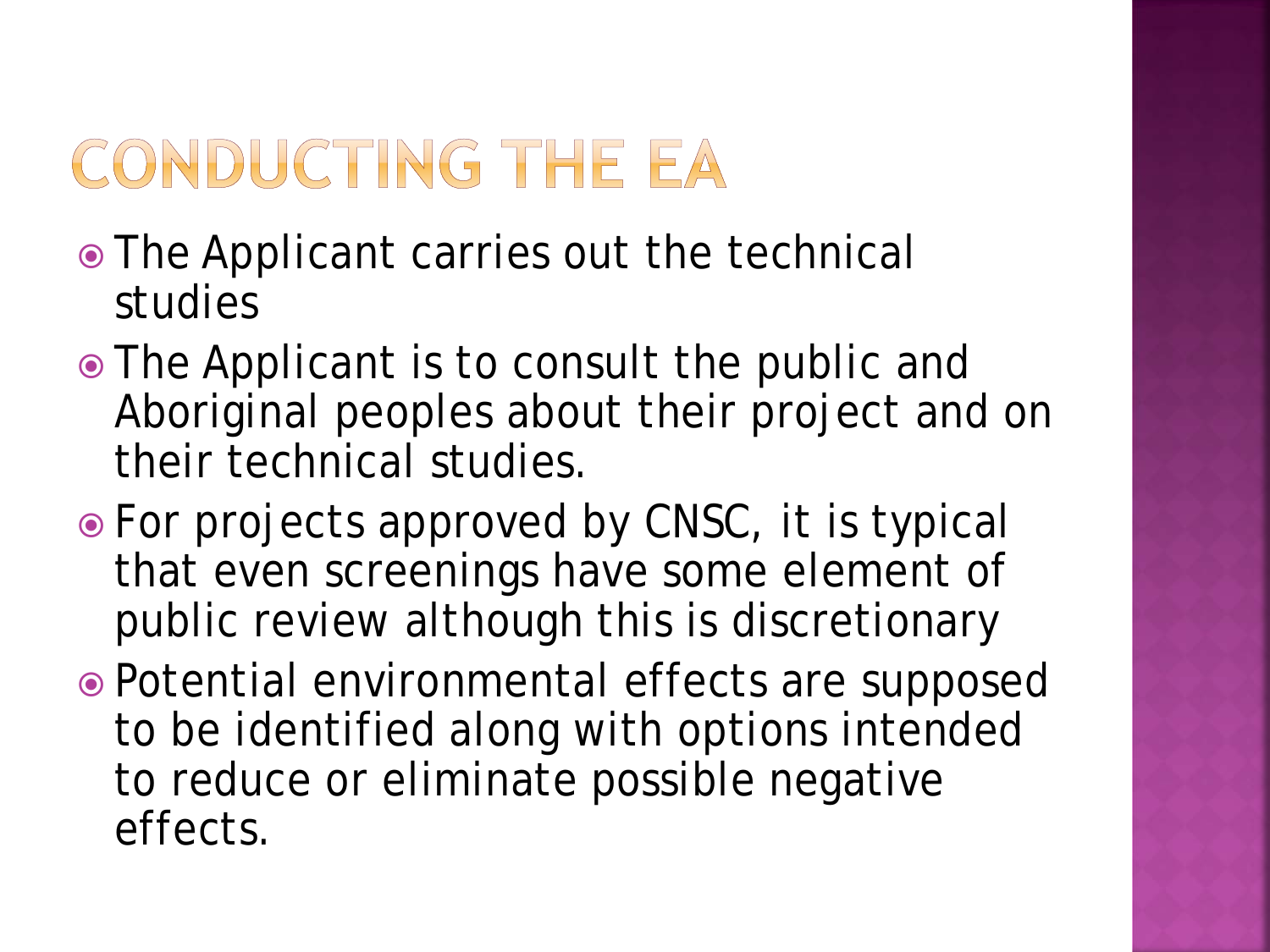# CONDUCTING THE EA

- The Applicant carries out the technical studies
- The Applicant is to consult the public and Aboriginal peoples about their project and on their technical studies.
- For projects approved by CNSC, it is typical that even screenings have some element of public review although this is discretionary
- Potential environmental effects are supposed to be identified along with options intended to reduce or eliminate possible negative effects.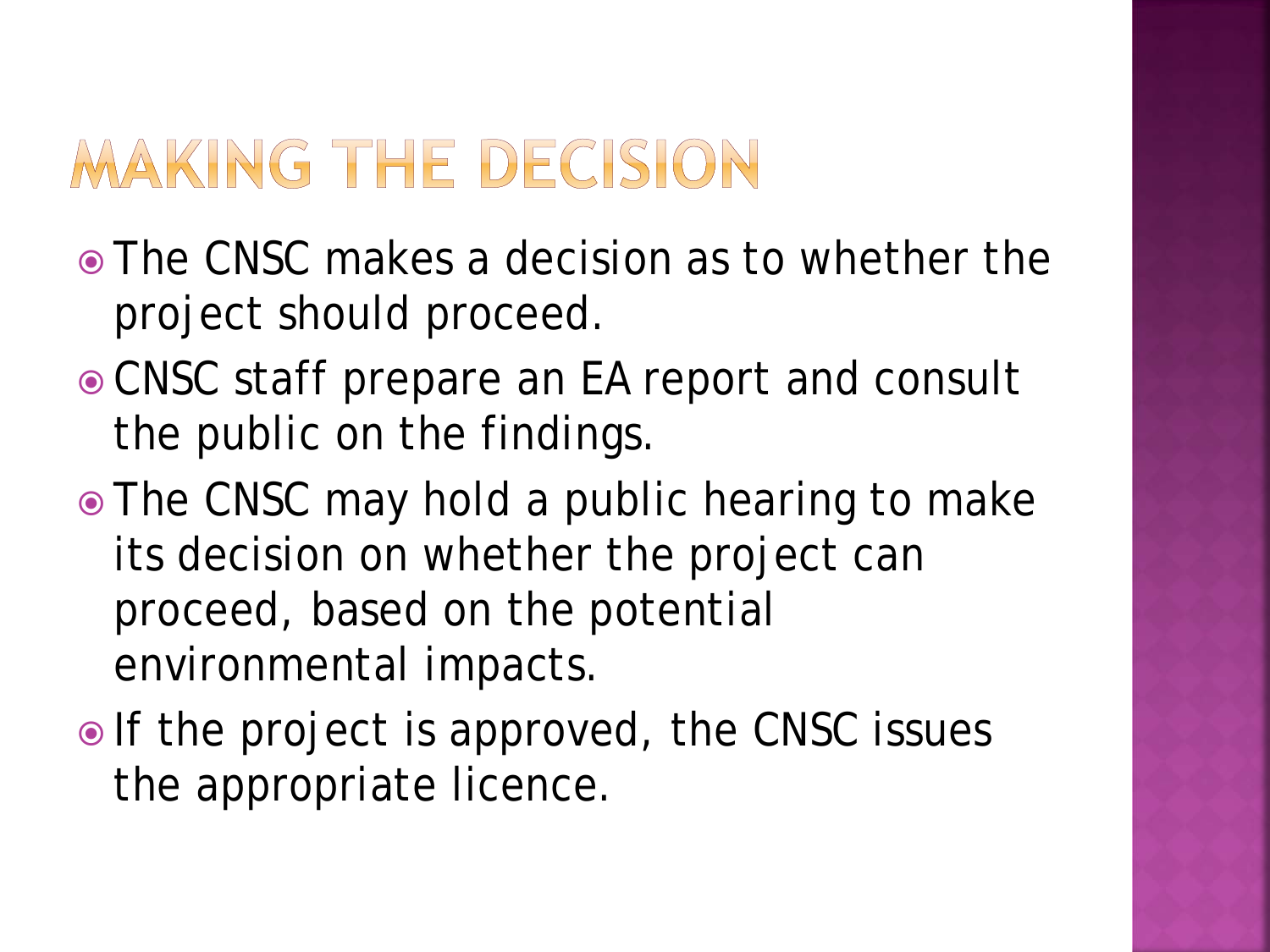# MAKING THE DECISION

- The CNSC makes a decision as to whether the project should proceed.
- CNSC staff prepare an EA report and consult the public on the findings.
- The CNSC may hold a public hearing to make its decision on whether the project can proceed, based on the potential environmental impacts.
- If the project is approved, the CNSC issues the appropriate licence.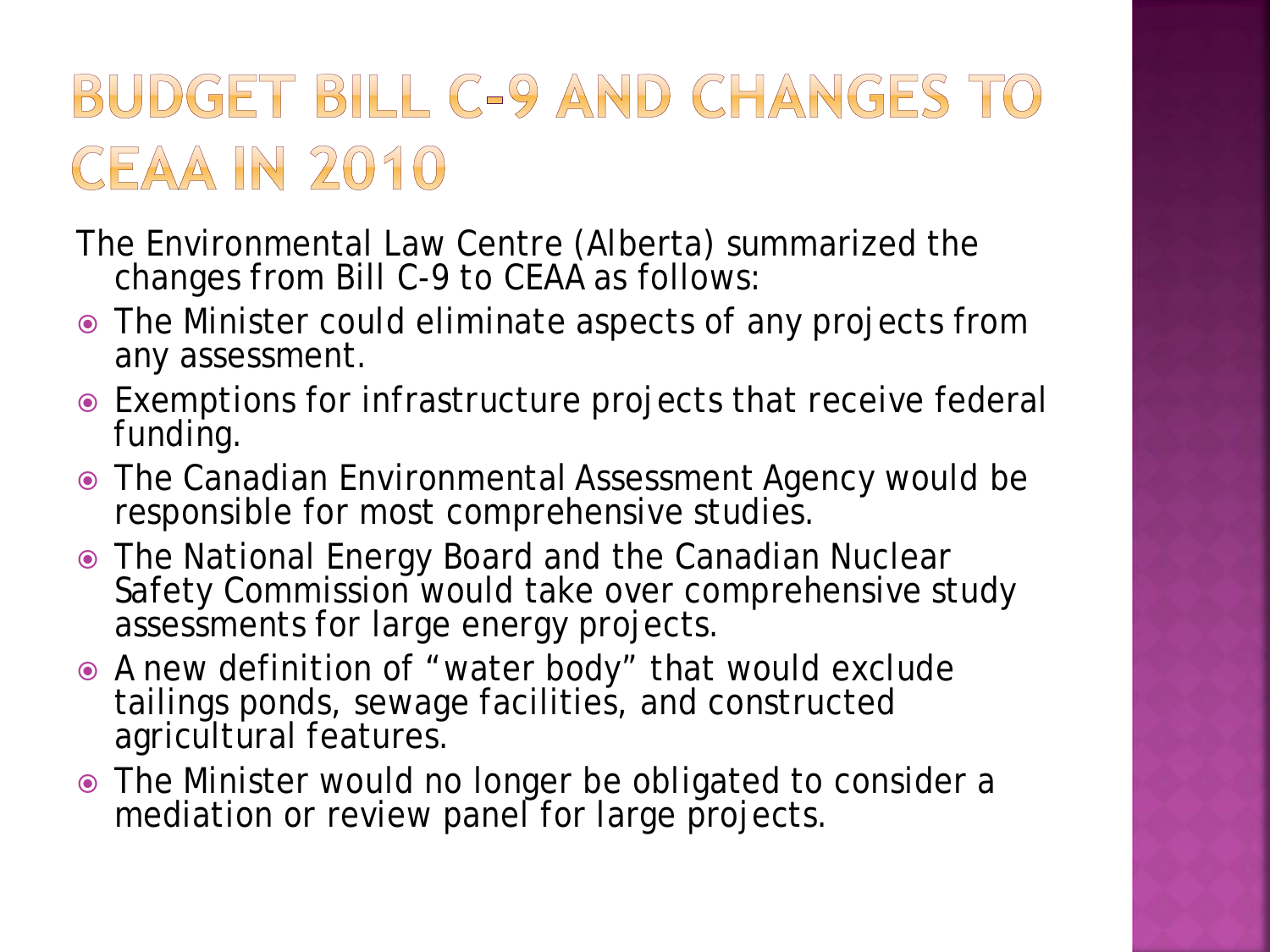# BUDGET BILL C-9 AND CHANGES TO CEAA IN 2010

The Environmental Law Centre (Alberta) summarized the changes from Bill C-9 to CEAA as follows:

- The Minister could eliminate aspects of any projects from any assessment.
- Exemptions for infrastructure projects that receive federal funding.
- The Canadian Environmental Assessment Agency would be responsible for most comprehensive studies.
- The National Energy Board and the Canadian Nuclear Safety Commission would take over comprehensive study assessments for large energy projects.
- A new definition of "water body" that would exclude tailings ponds, sewage facilities, and constructed agricultural features.
- The Minister would no longer be obligated to consider a mediation or review panel for large projects.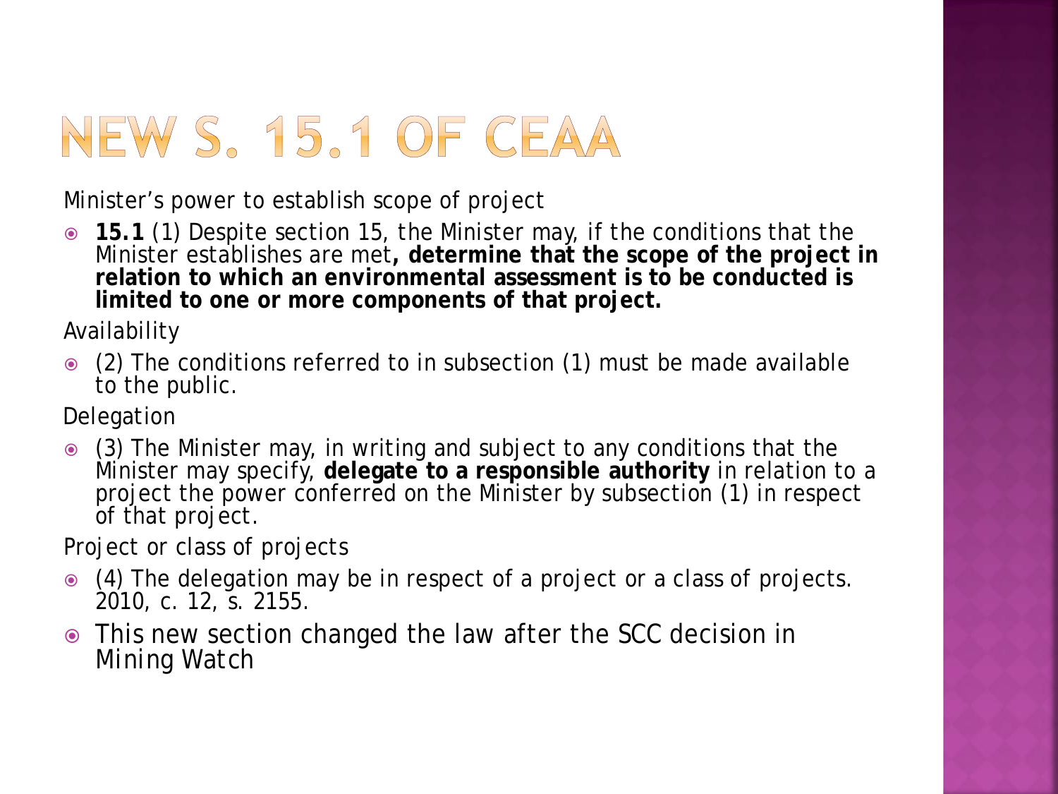# NEW S. 15.1 OF CEAA

Minister's power to establish scope of project

- **15.1** (1) Despite section 15, the Minister may, if the conditions that the Minister establishes are met**, determine that the scope of the project in relation to which an environmental assessment is to be conducted is limited to one or more components of that project.**

Availability

- (2) The conditions referred to in subsection (1) must be made available to the public.

Delegation

- (3) The Minister may, in writing and subject to any conditions that the Minister may specify, **delegate to a responsible authority** in relation to a project the power conferred on the Minister by subsection (1) in respect of that project.

Project or class of projects

- (4) The delegation may be in respect of a project or a class of projects. 2010, c. 12, s. 2155.
- This new section changed the law after the SCC decision in Mining Watch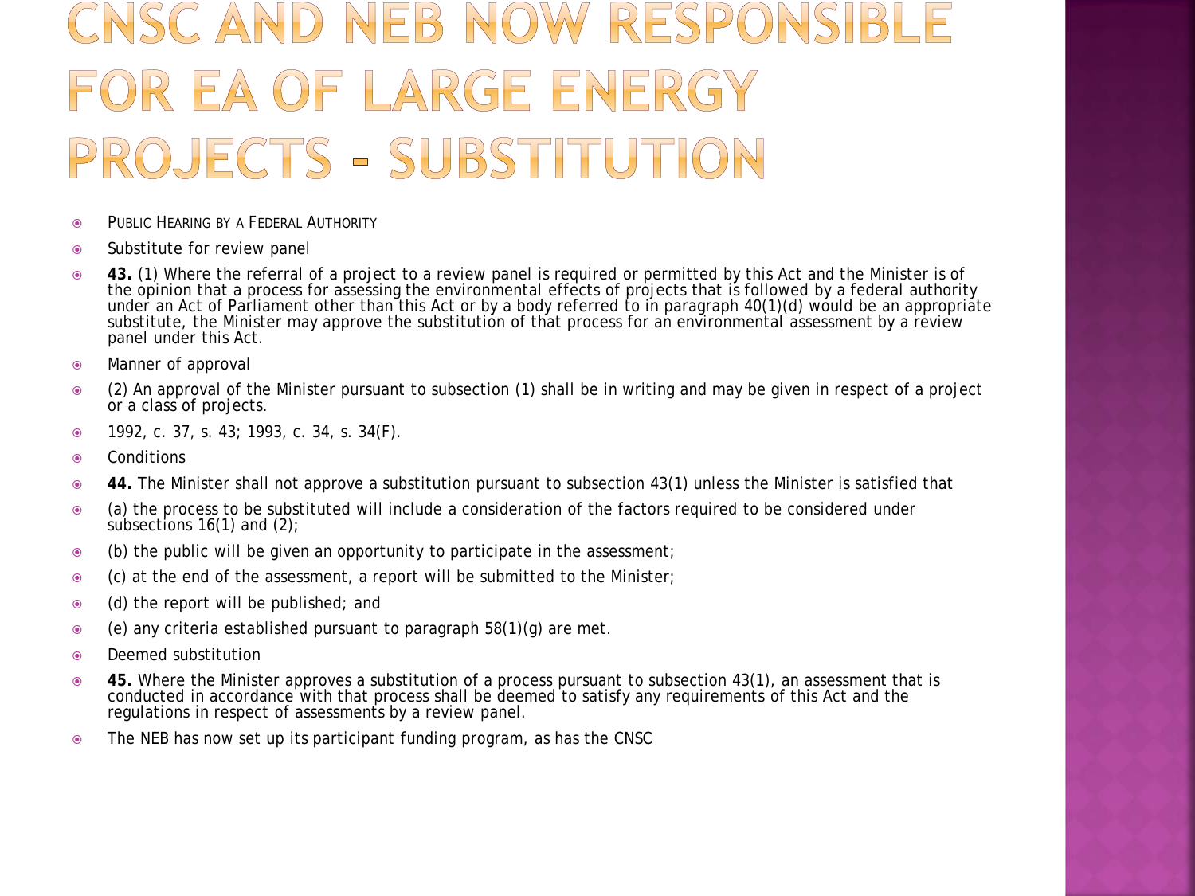# CNSC and NEB now responsible for EA of large energy projects - Substitution

- Public Hearing by a Federal Authority
- Substitute for review panel
- **43.** (1) Where the referral of a project to a review panel is required or permitted by this Act and the Minister is of the opinion that a process for assessing the environmental effects of projects that is followed by a federal authority under an Act of Parliament other than this Act or by a body referred to in paragraph 40(1)(d) would be an appropriate substitute, the Minister may approve the substitution of that process for an environmental assessment by a review panel under this Act.
- Manner of approval
- (2) An approval of the Minister pursuant to subsection (1) shall be in writing and may be given in respect of a project or a class of projects.
- 1992, c. 37, s. 43; 1993, c. 34, s. 34(F).
- Conditions
- **44.** The Minister shall not approve a substitution pursuant to subsection 43(1) unless the Minister is satisfied that
- (a) the process to be substituted will include a consideration of the factors required to be considered under subsections 16(1) and (2);
- (b) the public will be given an opportunity to participate in the assessment;
- (c) at the end of the assessment, a report will be submitted to the Minister;
- (d) the report will be published; and
- (e) any criteria established pursuant to paragraph 58(1)(g) are met.
- Deemed substitution
- **45.** Where the Minister approves a substitution of a process pursuant to subsection 43(1), an assessment that is conducted in accordance with that process shall be deemed to satisfy any requirements of this Act and the regulations in respect of assessments by a review panel.
- The NEB has now set up its participant funding program, as has the CNSC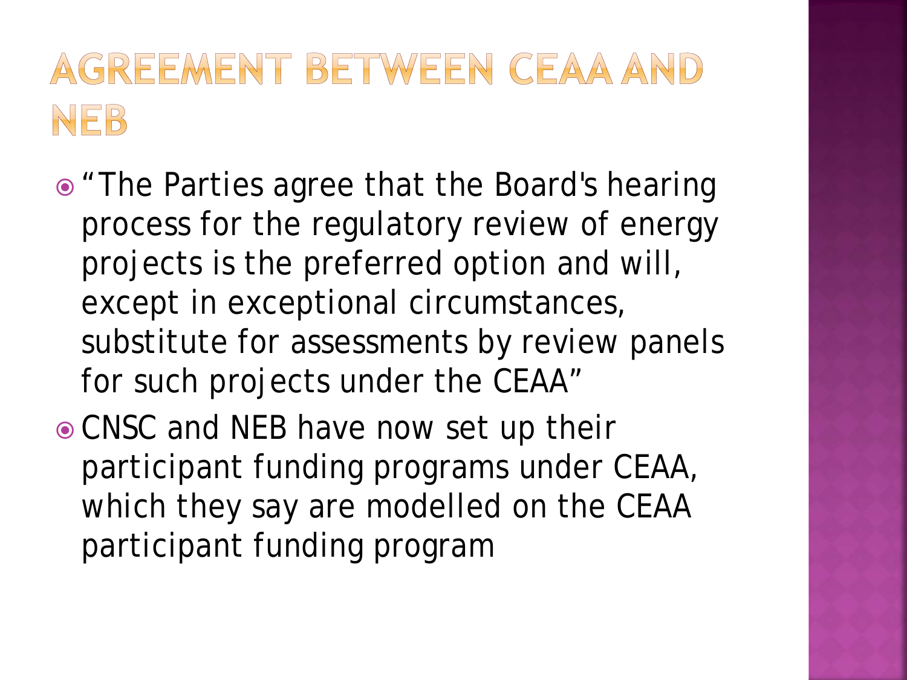# Agreement between CEAA and NEB

- "The Parties agree that the Board's hearing process for the regulatory review of energy projects is the preferred option and will, except in exceptional circumstances, substitute for assessments by review panels for such projects under the CEAA"
- CNSC and NEB have now set up their participant funding programs under CEAA, which they say are modelled on the CEAA participant funding program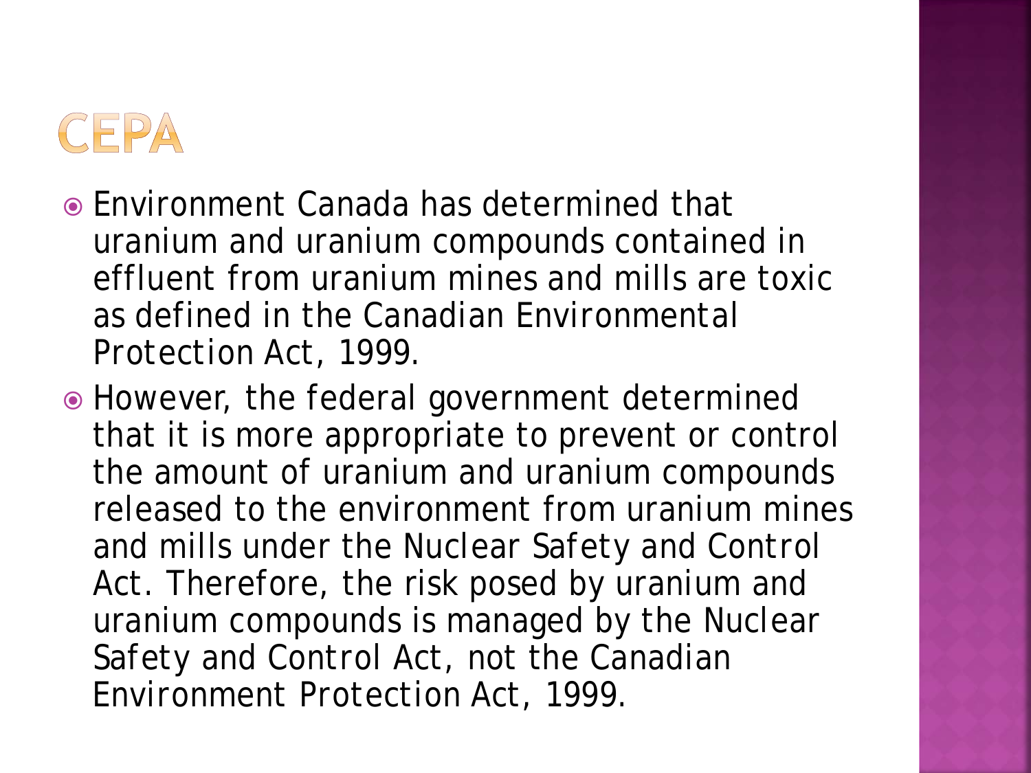# CEPA

- Environment Canada has determined that uranium and uranium compounds contained in effluent from uranium mines and mills are toxic as defined in the Canadian Environmental Protection Act, 1999.
- However, the federal government determined that it is more appropriate to prevent or control the amount of uranium and uranium compounds released to the environment from uranium mines and mills under the Nuclear Safety and Control Act. Therefore, the risk posed by uranium and uranium compounds is managed by the Nuclear Safety and Control Act, not the Canadian Environment Protection Act, 1999.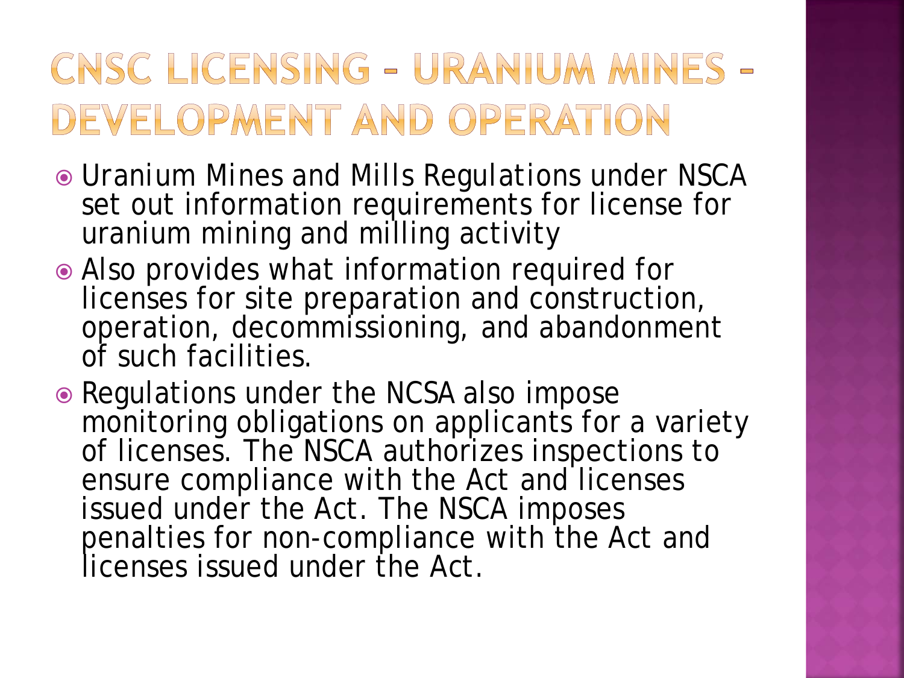# CNSC Licensing – Uranium Mines – Development and Operation

- Uranium Mines and Mills Regulations under NSCA set out information requirements for license for uranium mining and milling activity
- Also provides what information required for licenses for site preparation and construction, operation, decommissioning, and abandonment of such facilities.
- Regulations under the NCSA also impose monitoring obligations on applicants for a variety of licenses. The NSCA authorizes inspections to ensure compliance with the Act and licenses issued under the Act. The NSCA imposes penalties for non-compliance with the Act and licenses issued under the Act.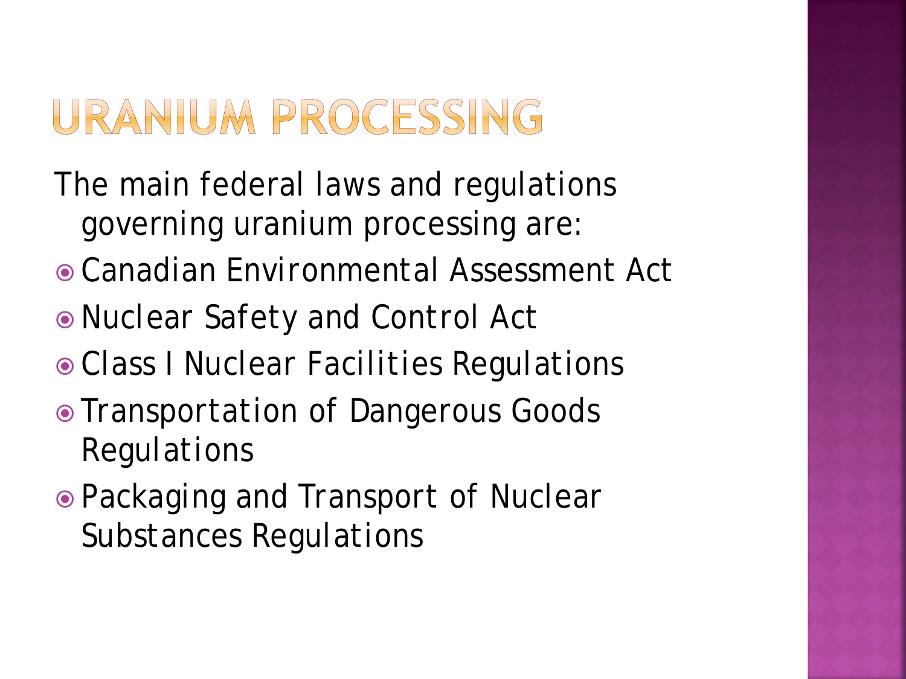# URANIUM PROCESSING

The main federal laws and regulations governing uranium processing are:

- Canadian Environmental Assessment Act
- Nuclear Safety and Control Act
- Class I Nuclear Facilities Regulations
- Transportation of Dangerous Goods Regulations
- Packaging and Transport of Nuclear Substances Regulations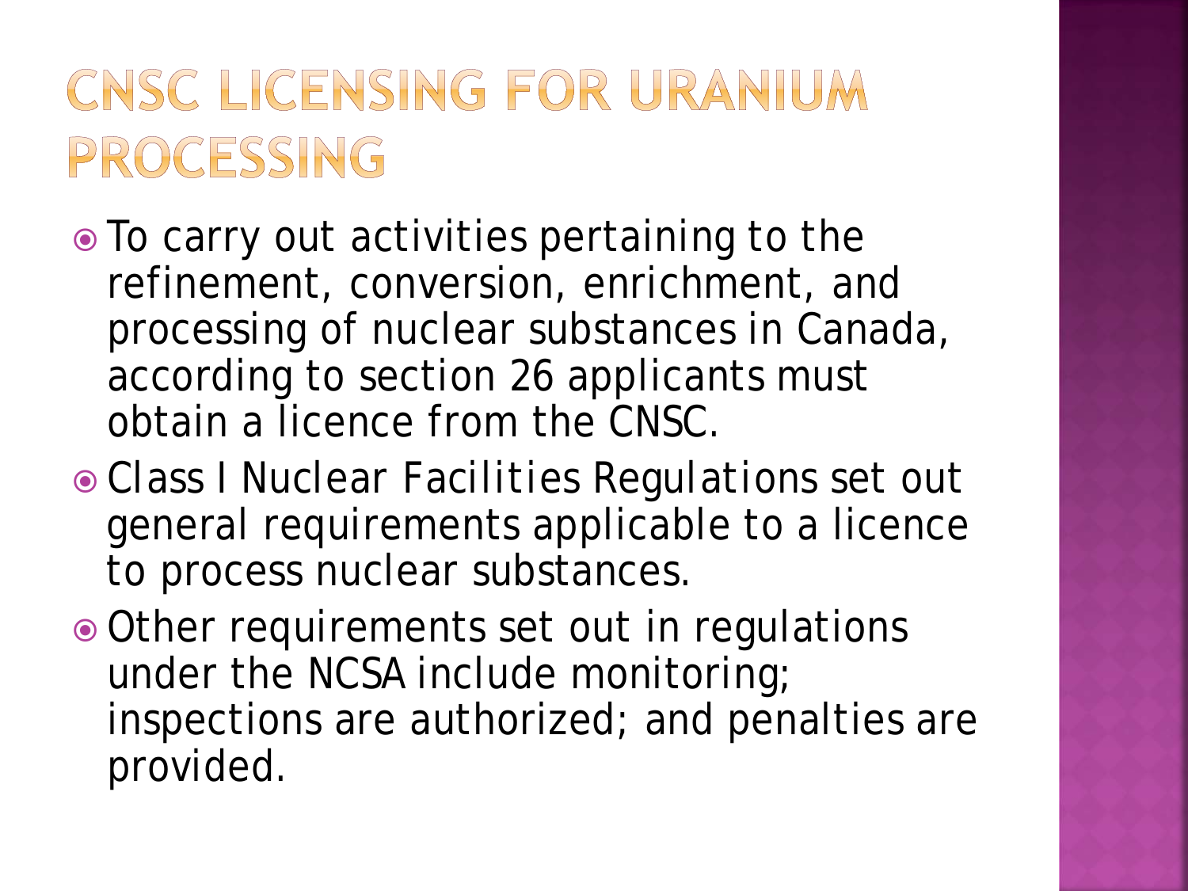# CNSC LICENSING FOR URANIUM PROCESSING

- To carry out activities pertaining to the refinement, conversion, enrichment, and processing of nuclear substances in Canada, according to section 26 applicants must obtain a licence from the CNSC.
- Class I Nuclear Facilities Regulations set out general requirements applicable to a licence to process nuclear substances.
- Other requirements set out in regulations under the NCSA include monitoring; inspections are authorized; and penalties are provided.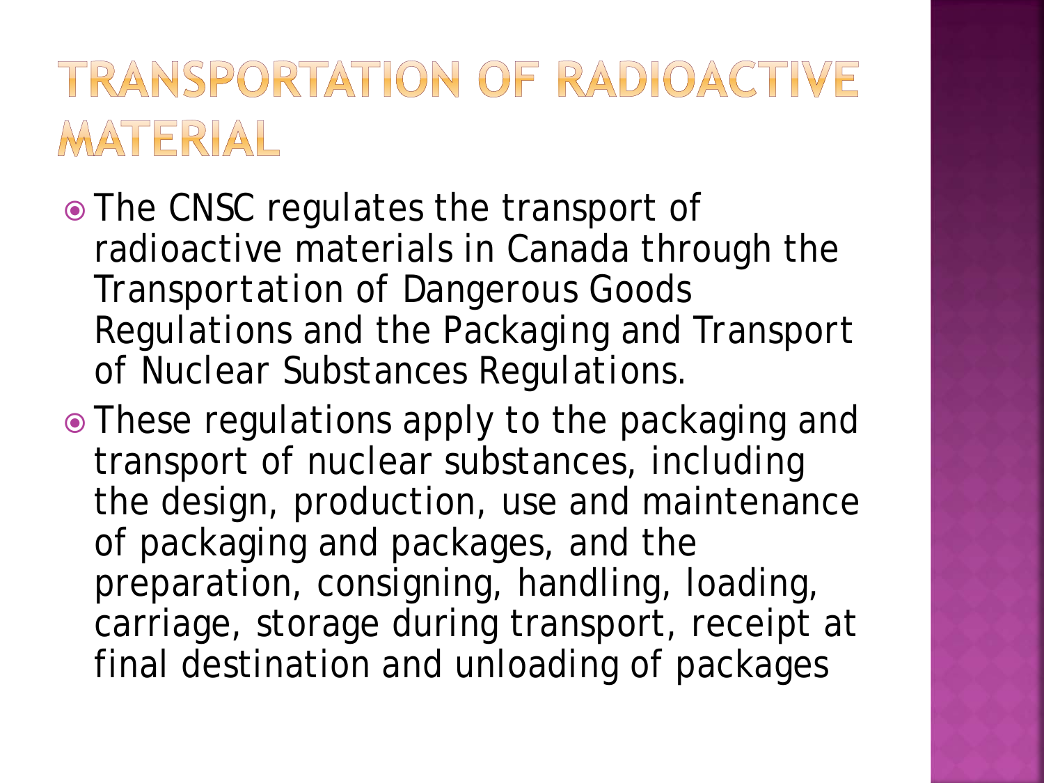# TRANSPORTATION OF RADIOACTIVE MATERIAL

- The CNSC regulates the transport of radioactive materials in Canada through the Transportation of Dangerous Goods Regulations and the Packaging and Transport of Nuclear Substances Regulations.
- These regulations apply to the packaging and transport of nuclear substances, including the design, production, use and maintenance of packaging and packages, and the preparation, consigning, handling, loading, carriage, storage during transport, receipt at final destination and unloading of packages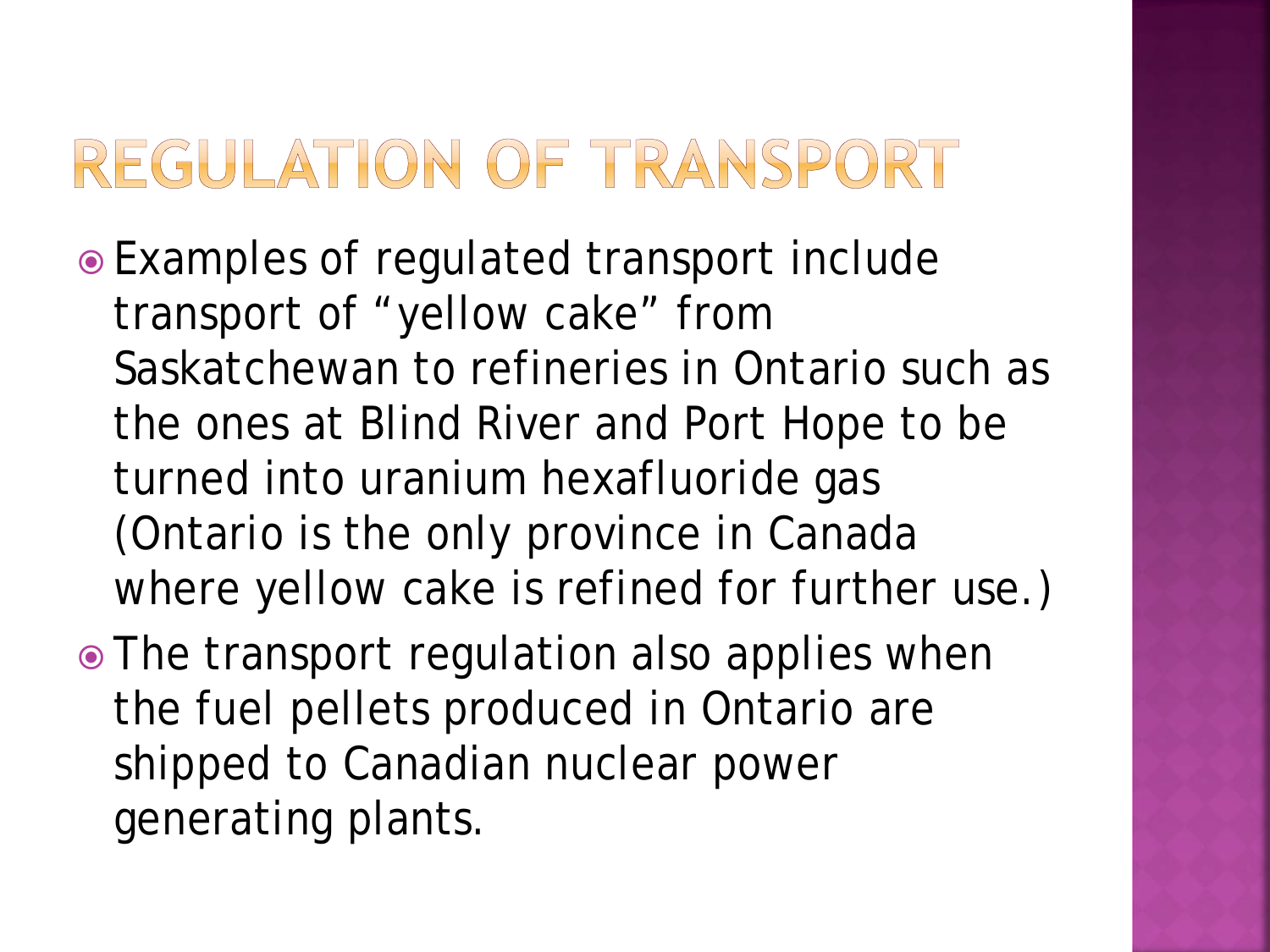# REGULATION OF TRANSPORT

- Examples of regulated transport include transport of “yellow cake” from Saskatchewan to refineries in Ontario such as the ones at Blind River and Port Hope to be turned into uranium hexafluoride gas (Ontario is the only province in Canada where yellow cake is refined for further use.)
- The transport regulation also applies when the fuel pellets produced in Ontario are shipped to Canadian nuclear power generating plants.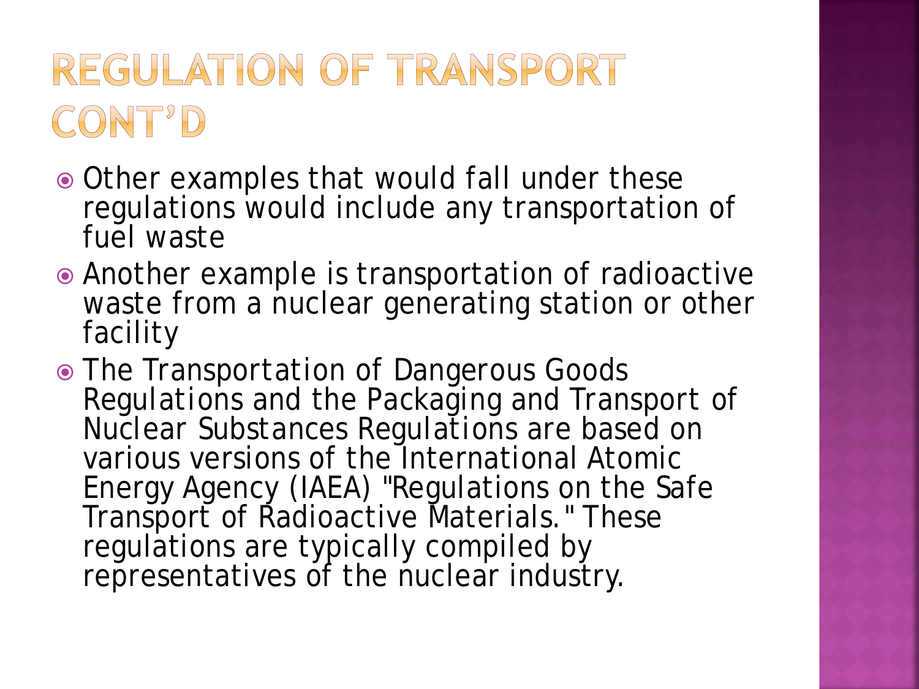# REGULATION OF TRANSPORT CONT'D

- Other examples that would fall under these regulations would include any transportation of fuel waste
- Another example is transportation of radioactive waste from a nuclear generating station or other facility
- The Transportation of Dangerous Goods Regulations and the Packaging and Transport of Nuclear Substances Regulations are based on various versions of the International Atomic Energy Agency (IAEA) "Regulations on the Safe Transport of Radioactive Materials." These regulations are typically compiled by representatives of the nuclear industry.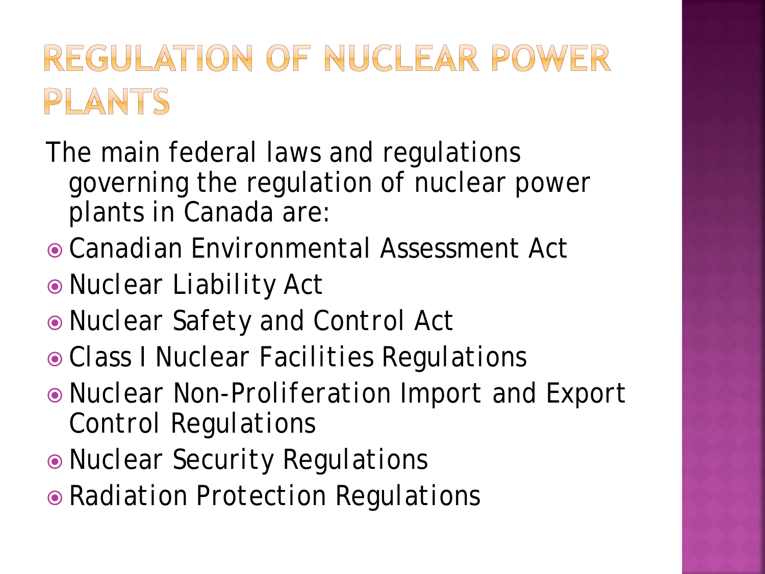# REGULATION OF NUCLEAR POWER PLANTS

The main federal laws and regulations governing the regulation of nuclear power plants in Canada are:

- Canadian Environmental Assessment Act
- Nuclear Liability Act
- Nuclear Safety and Control Act
- Class I Nuclear Facilities Regulations
- Nuclear Non-Proliferation Import and Export Control Regulations
- Nuclear Security Regulations
- Radiation Protection Regulations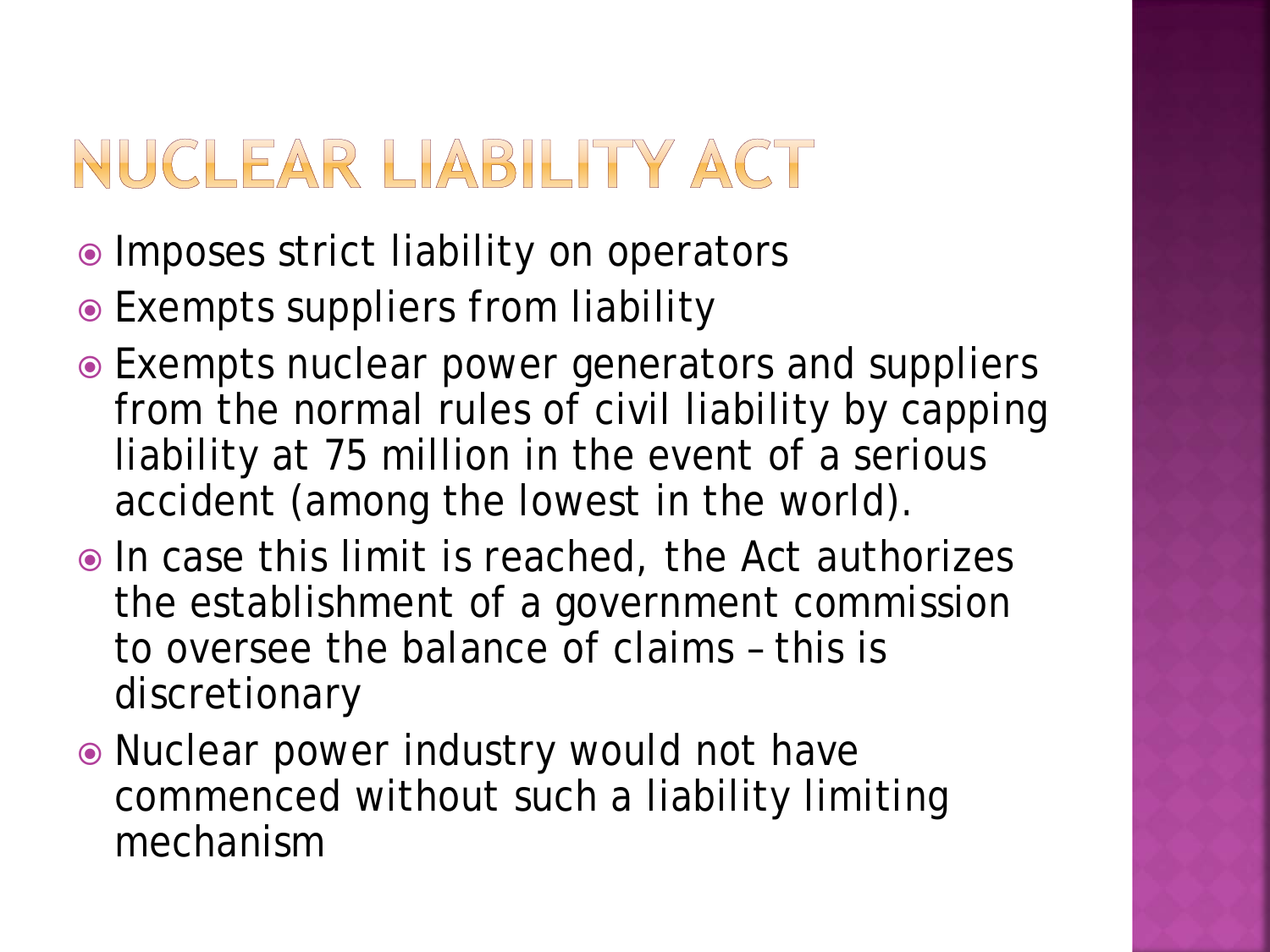# NUCLEAR LIABILITY ACT

- Imposes strict liability on operators
- Exempts suppliers from liability
- Exempts nuclear power generators and suppliers from the normal rules of civil liability by capping liability at 75 million in the event of a serious accident (among the lowest in the world).
- In case this limit is reached, the Act authorizes the establishment of a government commission to oversee the balance of claims – this is discretionary
- Nuclear power industry would not have commenced without such a liability limiting mechanism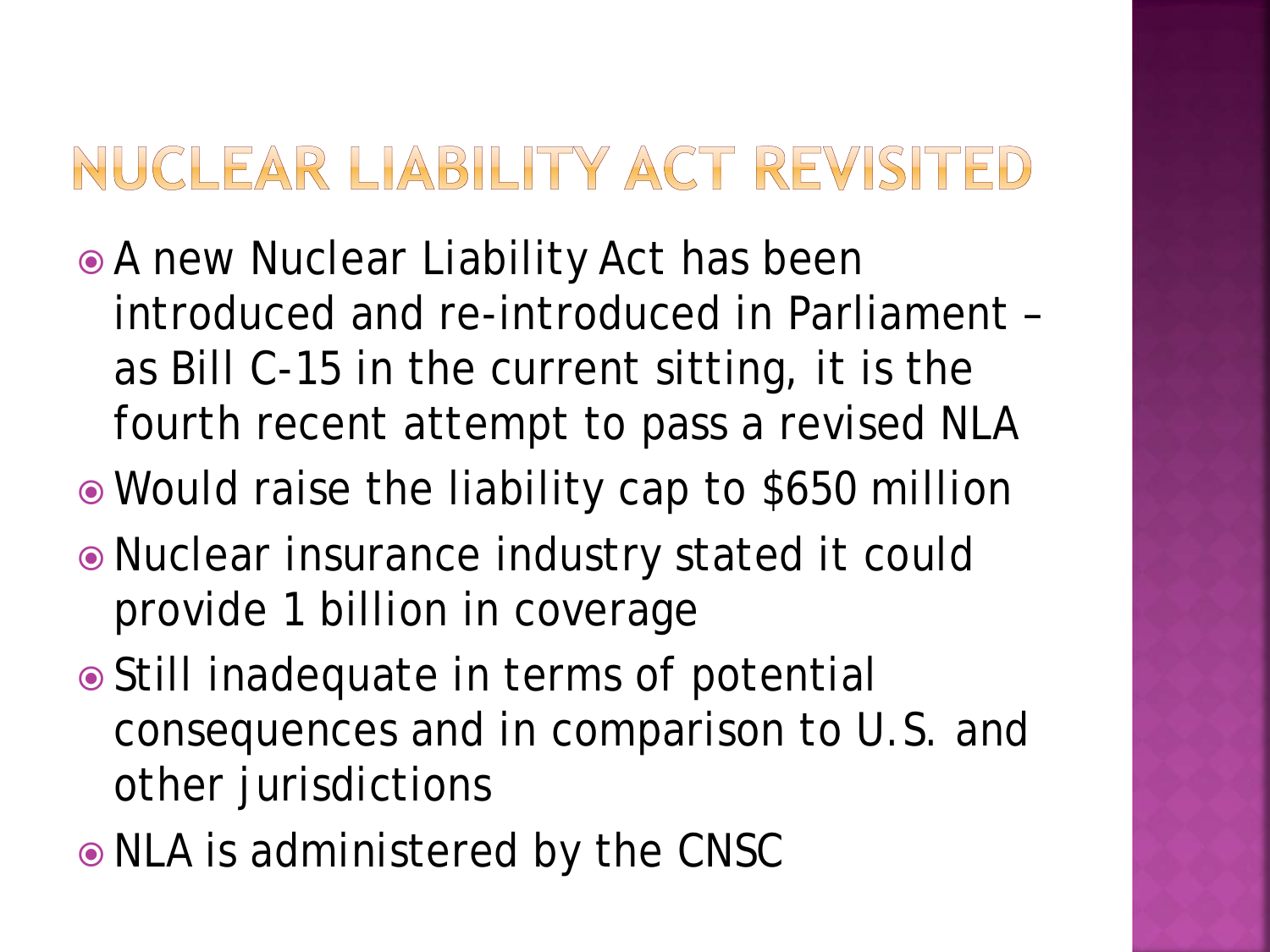# NUCLEAR LIABILITY ACT REVISITED

- A new Nuclear Liability Act has been introduced and re-introduced in Parliament – as Bill C-15 in the current sitting, it is the fourth recent attempt to pass a revised NLA
- Would raise the liability cap to $650 million
- Nuclear insurance industry stated it could provide 1 billion in coverage
- Still inadequate in terms of potential consequences and in comparison to U.S. and other jurisdictions
- NLA is administered by the CNSC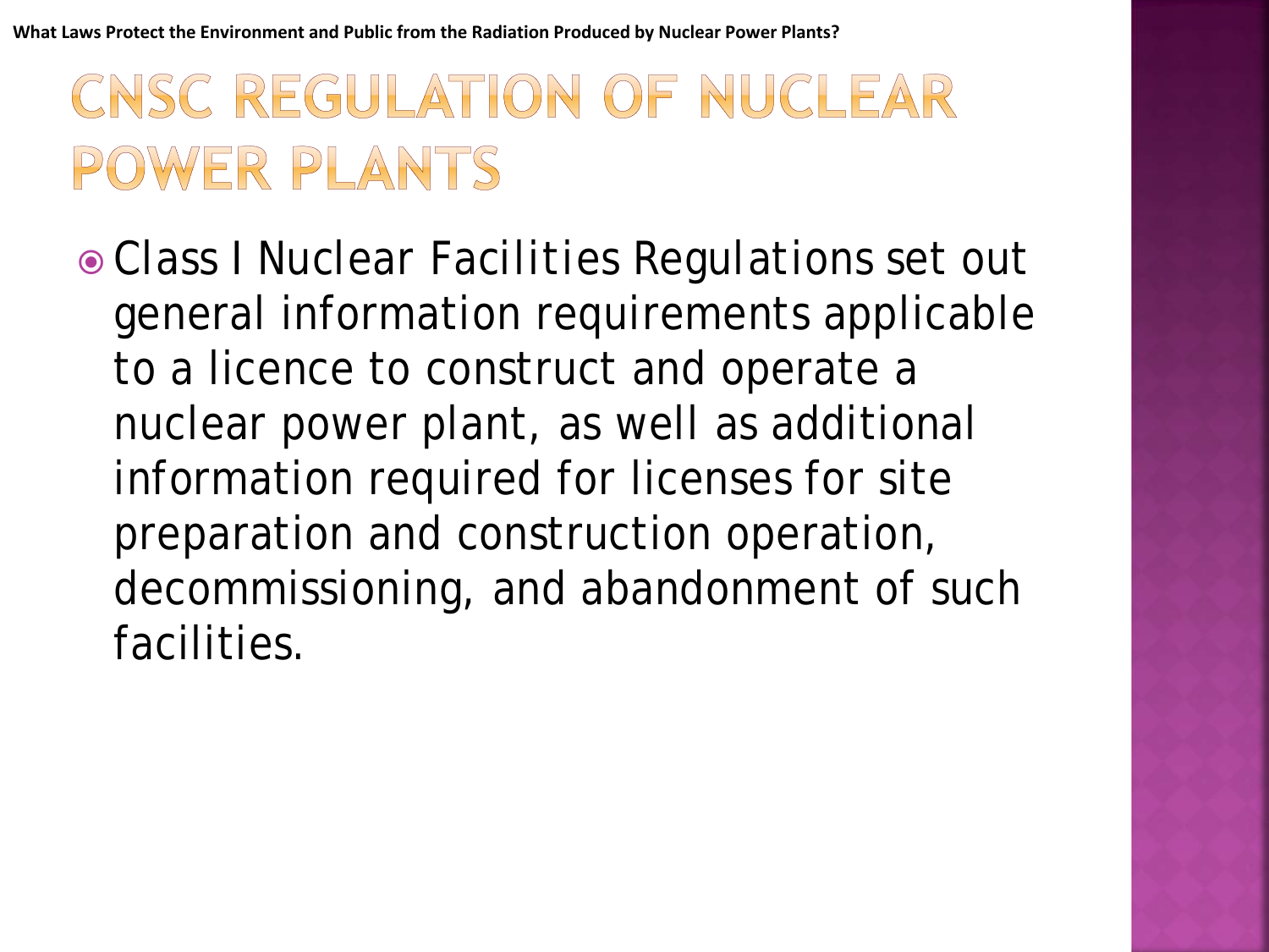What Laws Protect the Environment and Public from the Radiation Produced by Nuclear Power Plants?

# CNSC REGULATION OF NUCLEAR POWER PLANTS

- Class I Nuclear Facilities Regulations set out general information requirements applicable to a licence to construct and operate a nuclear power plant, as well as additional information required for licenses for site preparation and construction operation, decommissioning, and abandonment of such facilities.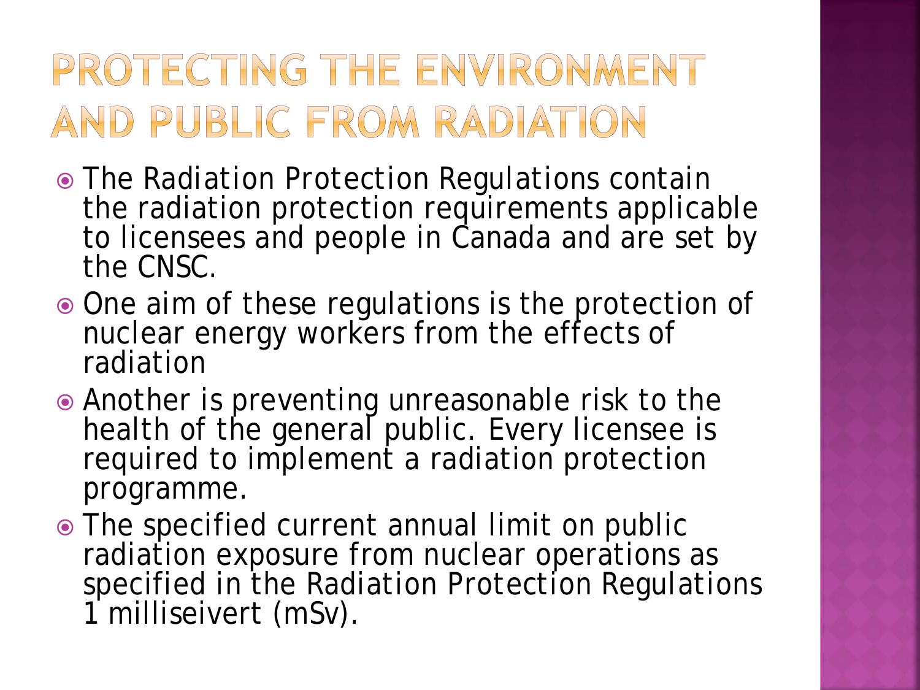# PROTECTING THE ENVIRONMENT AND PUBLIC FROM RADIATION

- The Radiation Protection Regulations contain the radiation protection requirements applicable to licensees and people in Canada and are set by the CNSC.
- One aim of these regulations is the protection of nuclear energy workers from the effects of radiation
- Another is preventing unreasonable risk to the health of the general public. Every licensee is required to implement a radiation protection programme.
- The specified current annual limit on public radiation exposure from nuclear operations as specified in the Radiation Protection Regulations 1 milliseivert (mSv).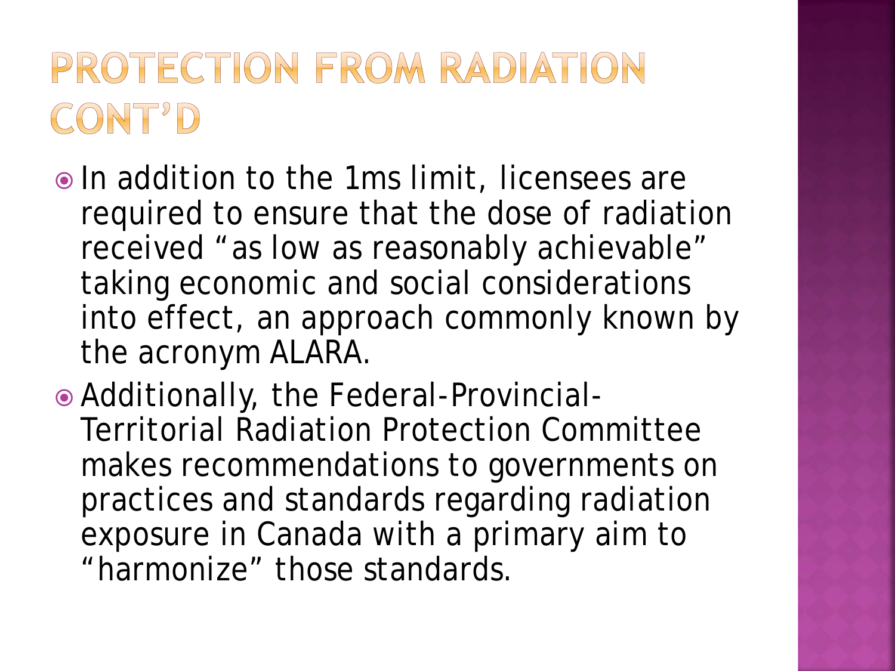# PROTECTION FROM RADIATION CONT'D

- In addition to the 1ms limit, licensees are required to ensure that the dose of radiation received "as low as reasonably achievable" taking economic and social considerations into effect, an approach commonly known by the acronym ALARA.
- Additionally, the Federal-Provincial-Territorial Radiation Protection Committee makes recommendations to governments on practices and standards regarding radiation exposure in Canada with a primary aim to "harmonize" those standards.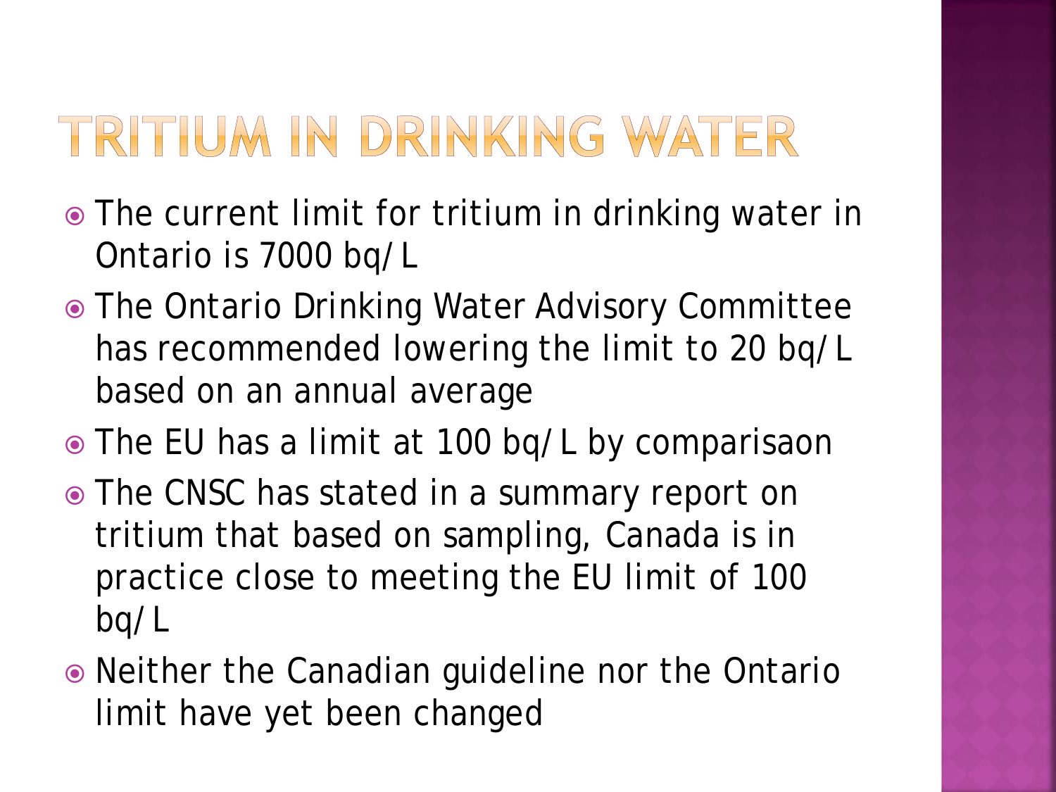# TRITIUM IN DRINKING WATER

- The current limit for tritium in drinking water in Ontario is 7000 bq/L
- The Ontario Drinking Water Advisory Committee has recommended lowering the limit to 20 bq/L based on an annual average
- The EU has a limit at 100 bq/L by comparisaon
- The CNSC has stated in a summary report on tritium that based on sampling, Canada is in practice close to meeting the EU limit of 100 bq/L
- Neither the Canadian guideline nor the Ontario limit have yet been changed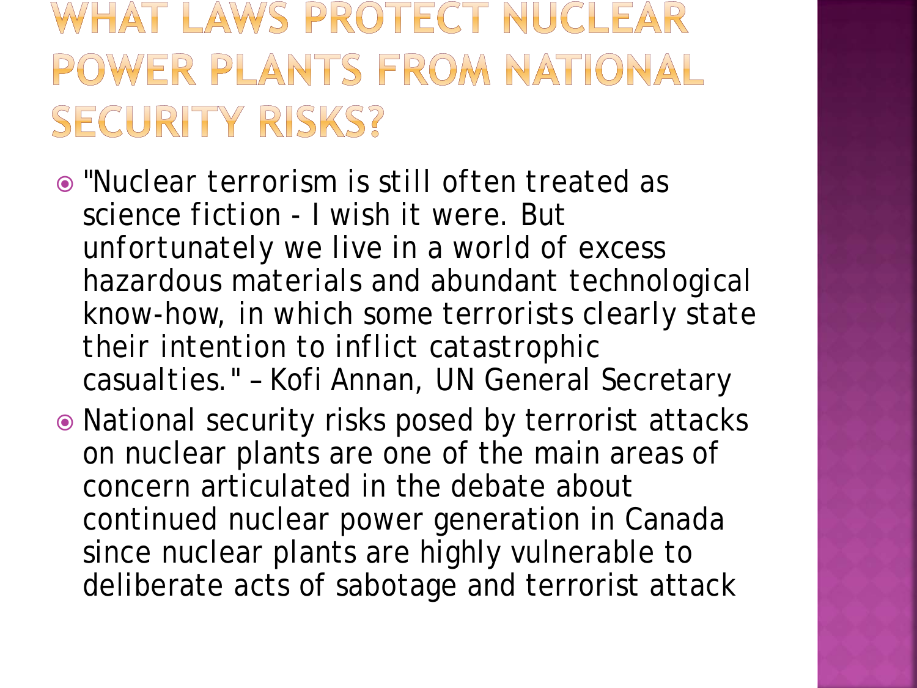# WHAT LAWS PROTECT NUCLEAR POWER PLANTS FROM NATIONAL SECURITY RISKS?

- "Nuclear terrorism is still often treated as science fiction - I wish it were. But unfortunately we live in a world of excess hazardous materials and abundant technological know-how, in which some terrorists clearly state their intention to inflict catastrophic casualties." – Kofi Annan, UN General Secretary
- National security risks posed by terrorist attacks on nuclear plants are one of the main areas of concern articulated in the debate about continued nuclear power generation in Canada since nuclear plants are highly vulnerable to deliberate acts of sabotage and terrorist attack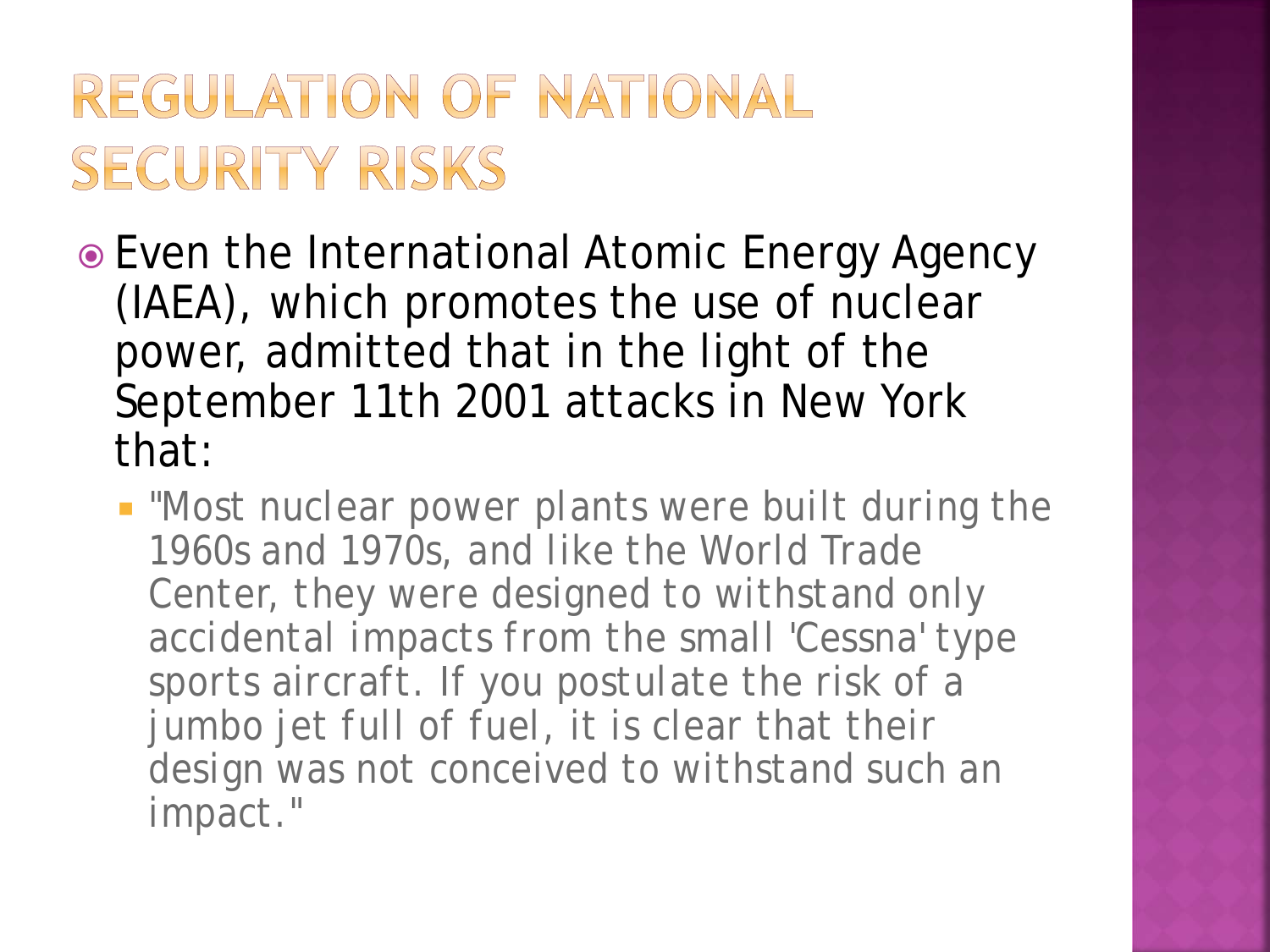# REGULATION OF NATIONAL SECURITY RISKS

- Even the International Atomic Energy Agency (IAEA), which promotes the use of nuclear power, admitted that in the light of the September 11th 2001 attacks in New York that:
  - "Most nuclear power plants were built during the 1960s and 1970s, and like the World Trade Center, they were designed to withstand only accidental impacts from the small 'Cessna' type sports aircraft. If you postulate the risk of a jumbo jet full of fuel, it is clear that their design was not conceived to withstand such an impact."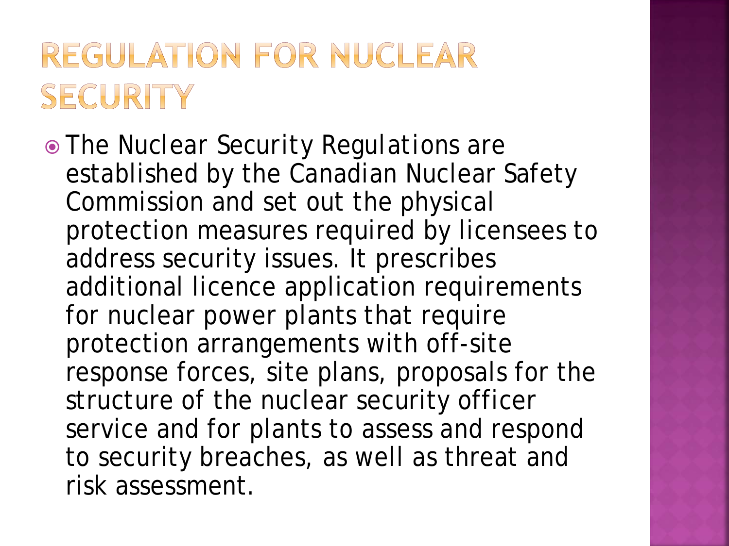# REGULATION FOR NUCLEAR SECURITY

- The Nuclear Security Regulations are established by the Canadian Nuclear Safety Commission and set out the physical protection measures required by licensees to address security issues. It prescribes additional licence application requirements for nuclear power plants that require protection arrangements with off-site response forces, site plans, proposals for the structure of the nuclear security officer service and for plants to assess and respond to security breaches, as well as threat and risk assessment.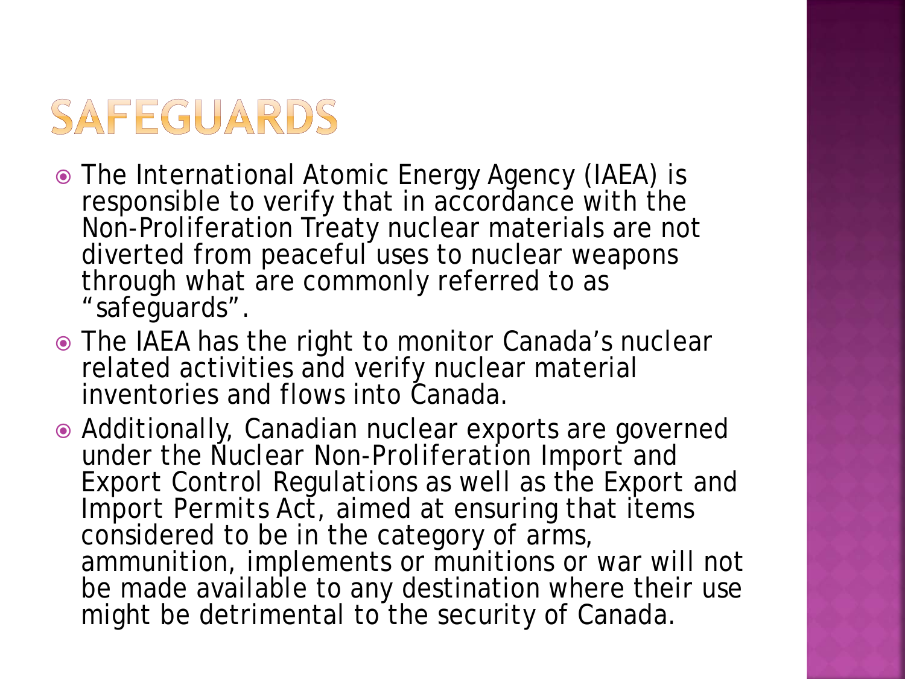# SAFEGUARDS

- The International Atomic Energy Agency (IAEA) is responsible to verify that in accordance with the Non-Proliferation Treaty nuclear materials are not diverted from peaceful uses to nuclear weapons through what are commonly referred to as "safeguards".
- The IAEA has the right to monitor Canada's nuclear related activities and verify nuclear material inventories and flows into Canada.
- Additionally, Canadian nuclear exports are governed under the Nuclear Non-Proliferation Import and Export Control Regulations as well as the Export and Import Permits Act, aimed at ensuring that items considered to be in the category of arms, ammunition, implements or munitions or war will not be made available to any destination where their use might be detrimental to the security of Canada.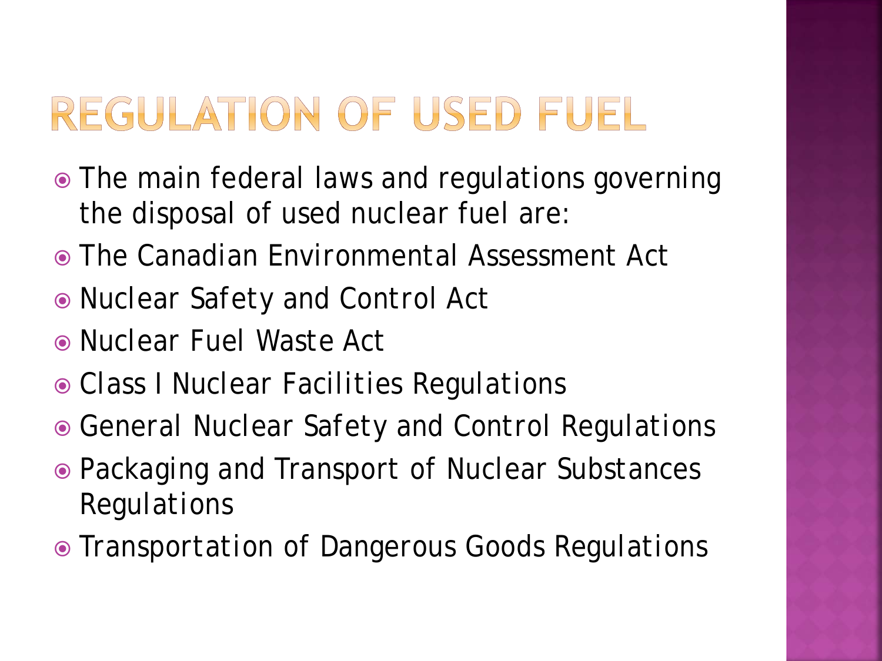# REGULATION OF USED FUEL

- The main federal laws and regulations governing the disposal of used nuclear fuel are:
- The Canadian Environmental Assessment Act
- Nuclear Safety and Control Act
- Nuclear Fuel Waste Act
- Class I Nuclear Facilities Regulations
- General Nuclear Safety and Control Regulations
- Packaging and Transport of Nuclear Substances Regulations
- Transportation of Dangerous Goods Regulations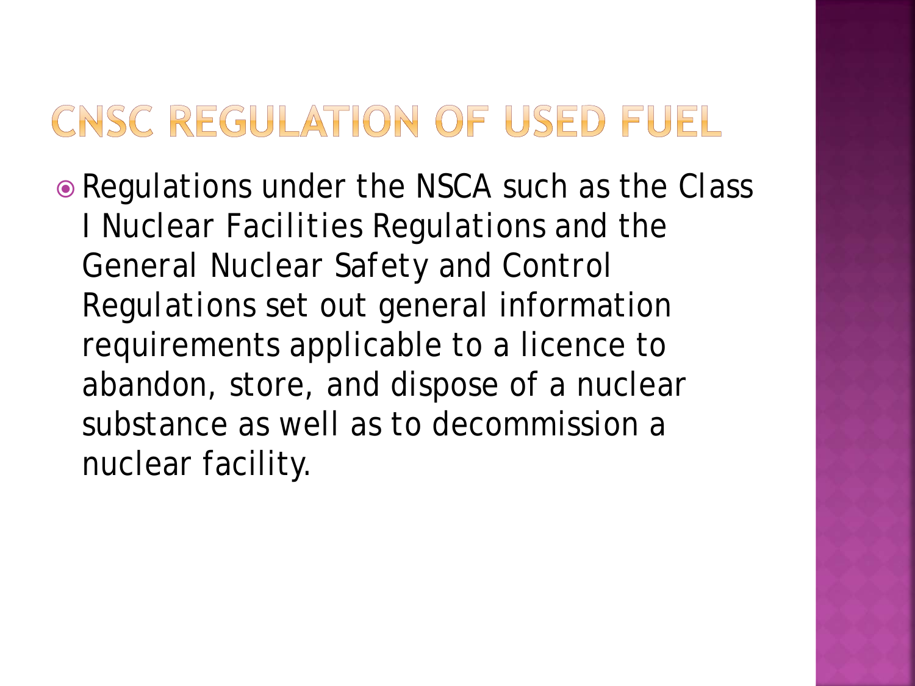# CNSC REGULATION OF USED FUEL

- Regulations under the NSCA such as the Class I Nuclear Facilities Regulations and the General Nuclear Safety and Control Regulations set out general information requirements applicable to a licence to abandon, store, and dispose of a nuclear substance as well as to decommission a nuclear facility.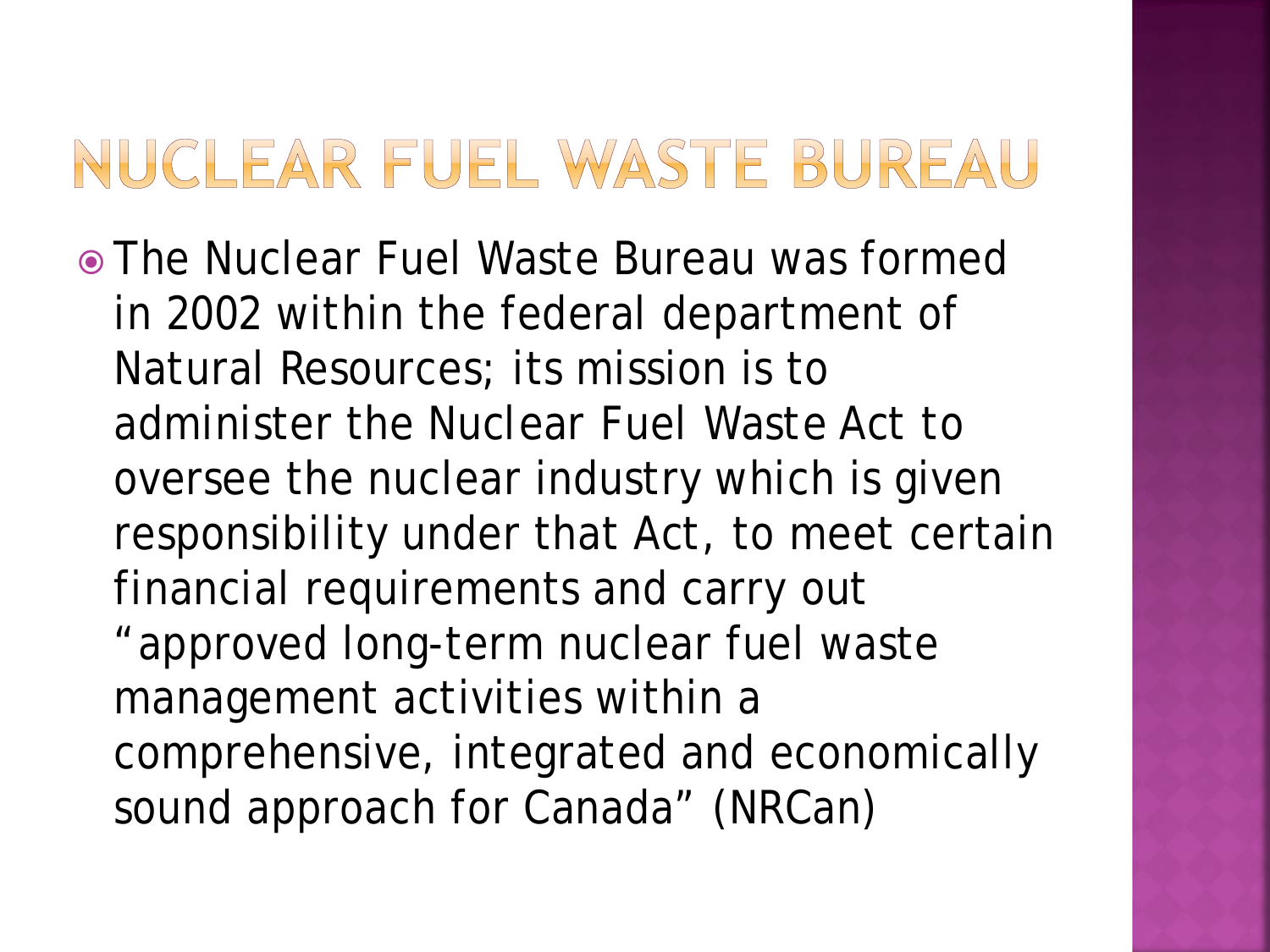# NUCLEAR FUEL WASTE BUREAU

- The Nuclear Fuel Waste Bureau was formed in 2002 within the federal department of Natural Resources; its mission is to administer the Nuclear Fuel Waste Act to oversee the nuclear industry which is given responsibility under that Act, to meet certain financial requirements and carry out "approved long-term nuclear fuel waste management activities within a comprehensive, integrated and economically sound approach for Canada" (NRCan)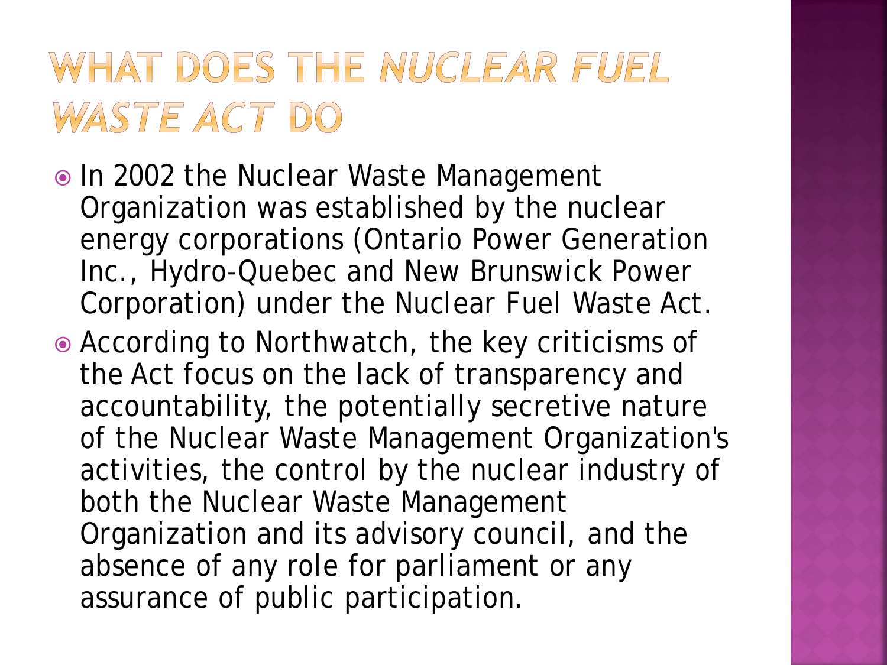# What does the *Nuclear Fuel Waste Act* do

- In 2002 the Nuclear Waste Management Organization was established by the nuclear energy corporations (Ontario Power Generation Inc., Hydro-Quebec and New Brunswick Power Corporation) under the Nuclear Fuel Waste Act.
- According to Northwatch, the key criticisms of the Act focus on the lack of transparency and accountability, the potentially secretive nature of the Nuclear Waste Management Organization's activities, the control by the nuclear industry of both the Nuclear Waste Management Organization and its advisory council, and the absence of any role for parliament or any assurance of public participation.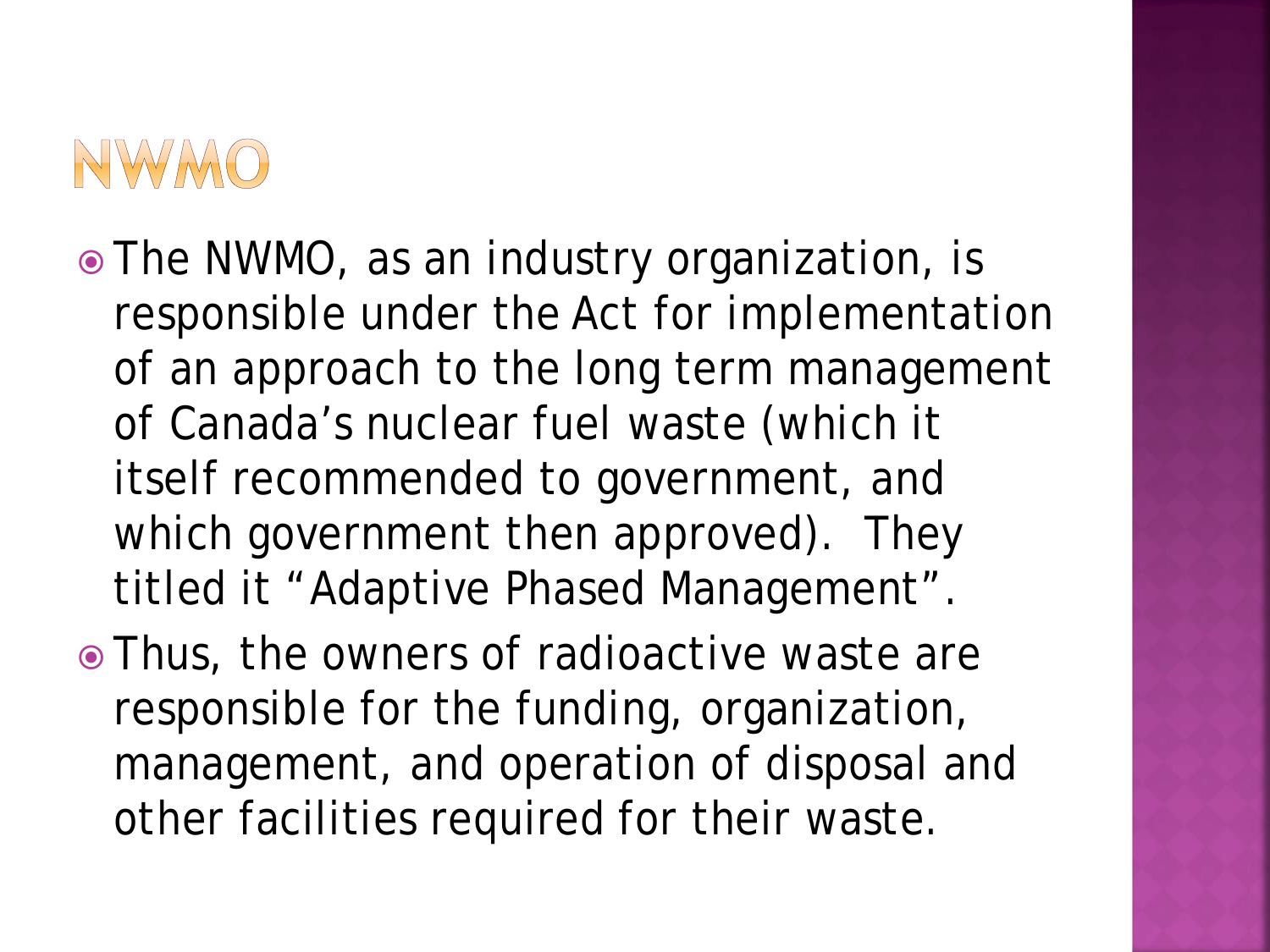# NWMO

- The NWMO, as an industry organization, is responsible under the Act for implementation of an approach to the long term management of Canada's nuclear fuel waste (which it itself recommended to government, and which government then approved). They titled it "Adaptive Phased Management".
- Thus, the owners of radioactive waste are responsible for the funding, organization, management, and operation of disposal and other facilities required for their waste.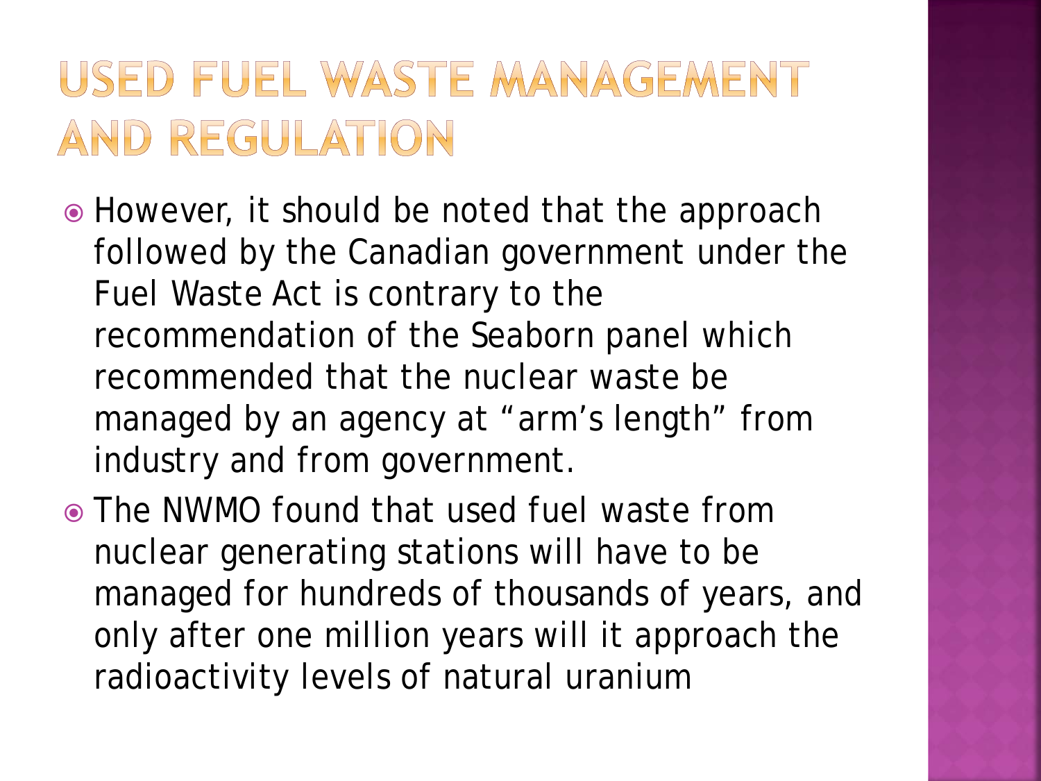# USED FUEL WASTE MANAGEMENT AND REGULATION

- However, it should be noted that the approach followed by the Canadian government under the Fuel Waste Act is contrary to the recommendation of the Seaborn panel which recommended that the nuclear waste be managed by an agency at "arm's length" from industry and from government.
- The NWMO found that used fuel waste from nuclear generating stations will have to be managed for hundreds of thousands of years, and only after one million years will it approach the radioactivity levels of natural uranium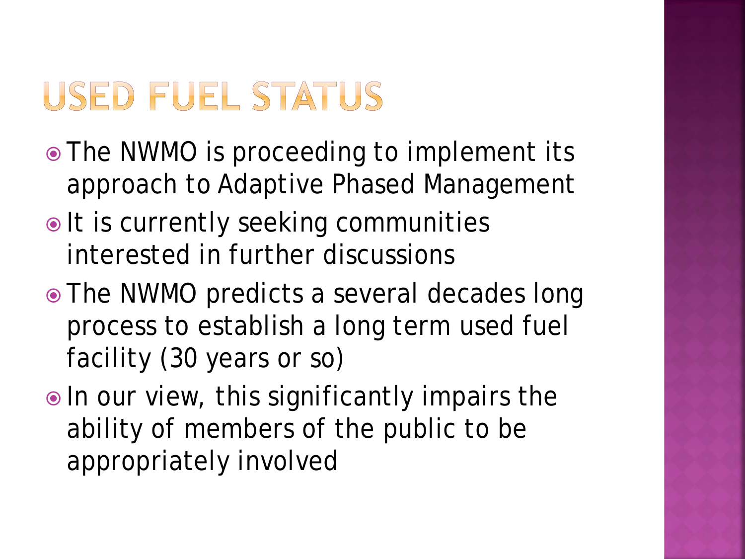# USED FUEL STATUS

- The NWMO is proceeding to implement its approach to Adaptive Phased Management
- It is currently seeking communities interested in further discussions
- The NWMO predicts a several decades long process to establish a long term used fuel facility (30 years or so)
- In our view, this significantly impairs the ability of members of the public to be appropriately involved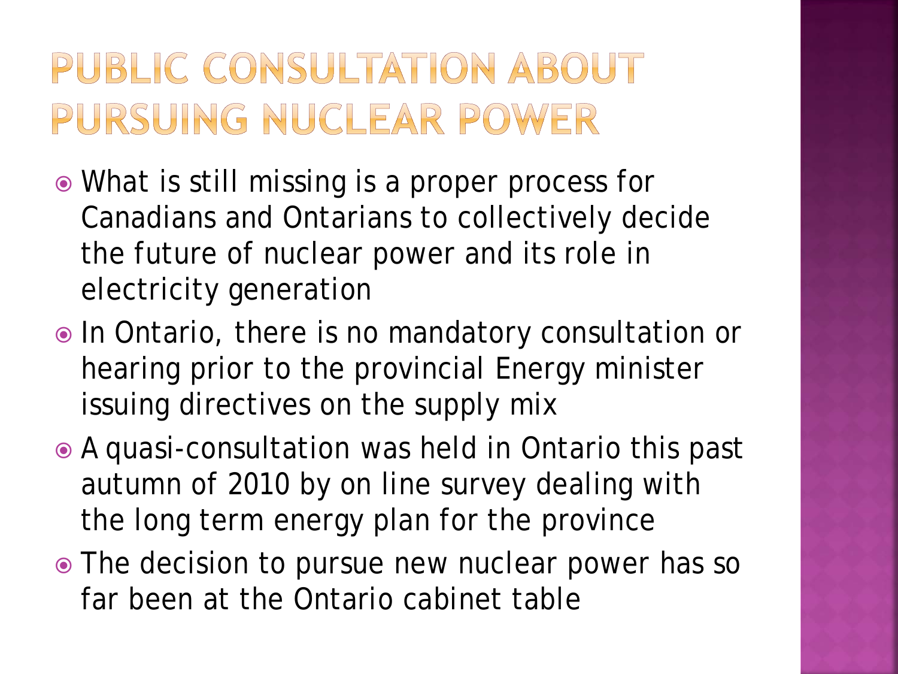# PUBLIC CONSULTATION ABOUT PURSUING NUCLEAR POWER

- What is still missing is a proper process for Canadians and Ontarians to collectively decide the future of nuclear power and its role in electricity generation
- In Ontario, there is no mandatory consultation or hearing prior to the provincial Energy minister issuing directives on the supply mix
- A quasi-consultation was held in Ontario this past autumn of 2010 by on line survey dealing with the long term energy plan for the province
- The decision to pursue new nuclear power has so far been at the Ontario cabinet table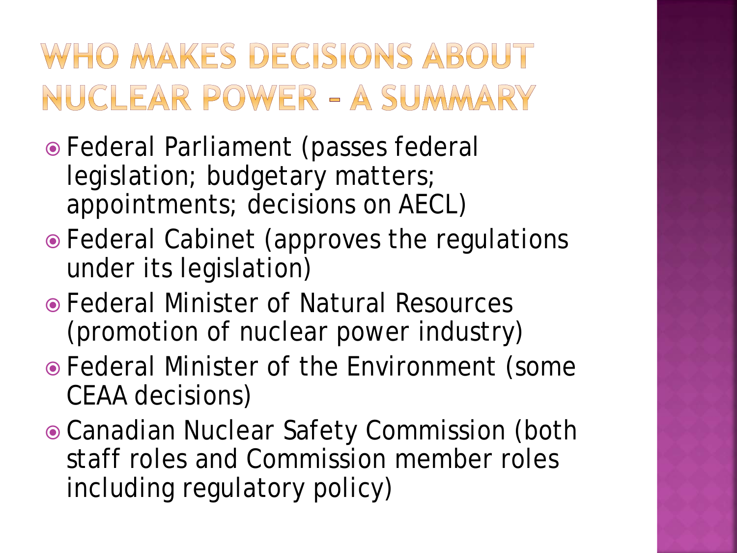# WHO MAKES DECISIONS ABOUT NUCLEAR POWER – A SUMMARY

- Federal Parliament (passes federal legislation; budgetary matters; appointments; decisions on AECL)
- Federal Cabinet (approves the regulations under its legislation)
- Federal Minister of Natural Resources (promotion of nuclear power industry)
- Federal Minister of the Environment (some CEAA decisions)
- Canadian Nuclear Safety Commission (both staff roles and Commission member roles including regulatory policy)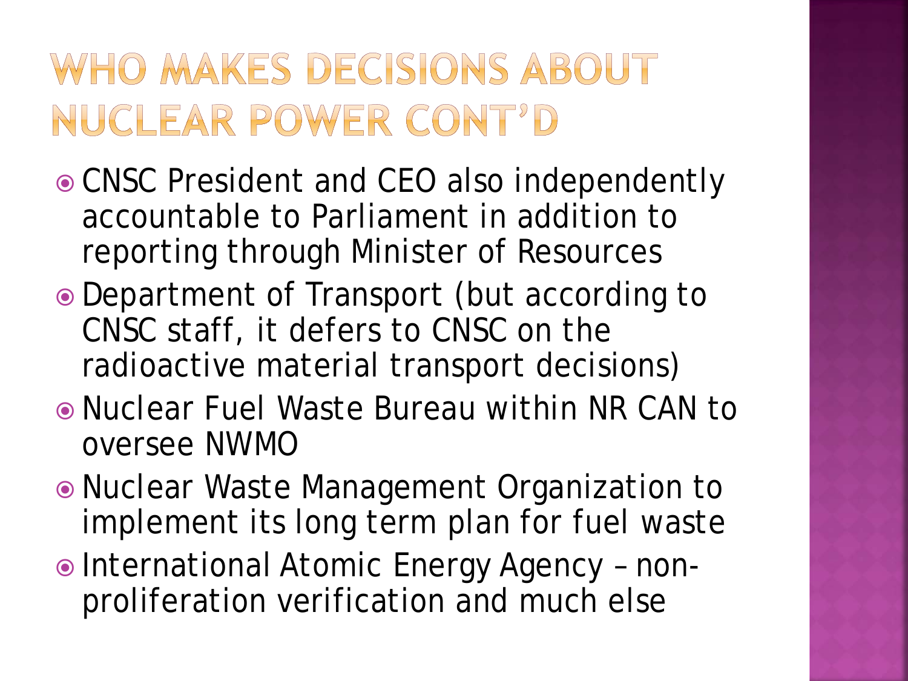# WHO MAKES DECISIONS ABOUT NUCLEAR POWER CONT'D

- CNSC President and CEO also independently accountable to Parliament in addition to reporting through Minister of Resources
- Department of Transport (but according to CNSC staff, it defers to CNSC on the radioactive material transport decisions)
- Nuclear Fuel Waste Bureau within NR CAN to oversee NWMO
- Nuclear Waste Management Organization to implement its long term plan for fuel waste
- International Atomic Energy Agency – non-proliferation verification and much else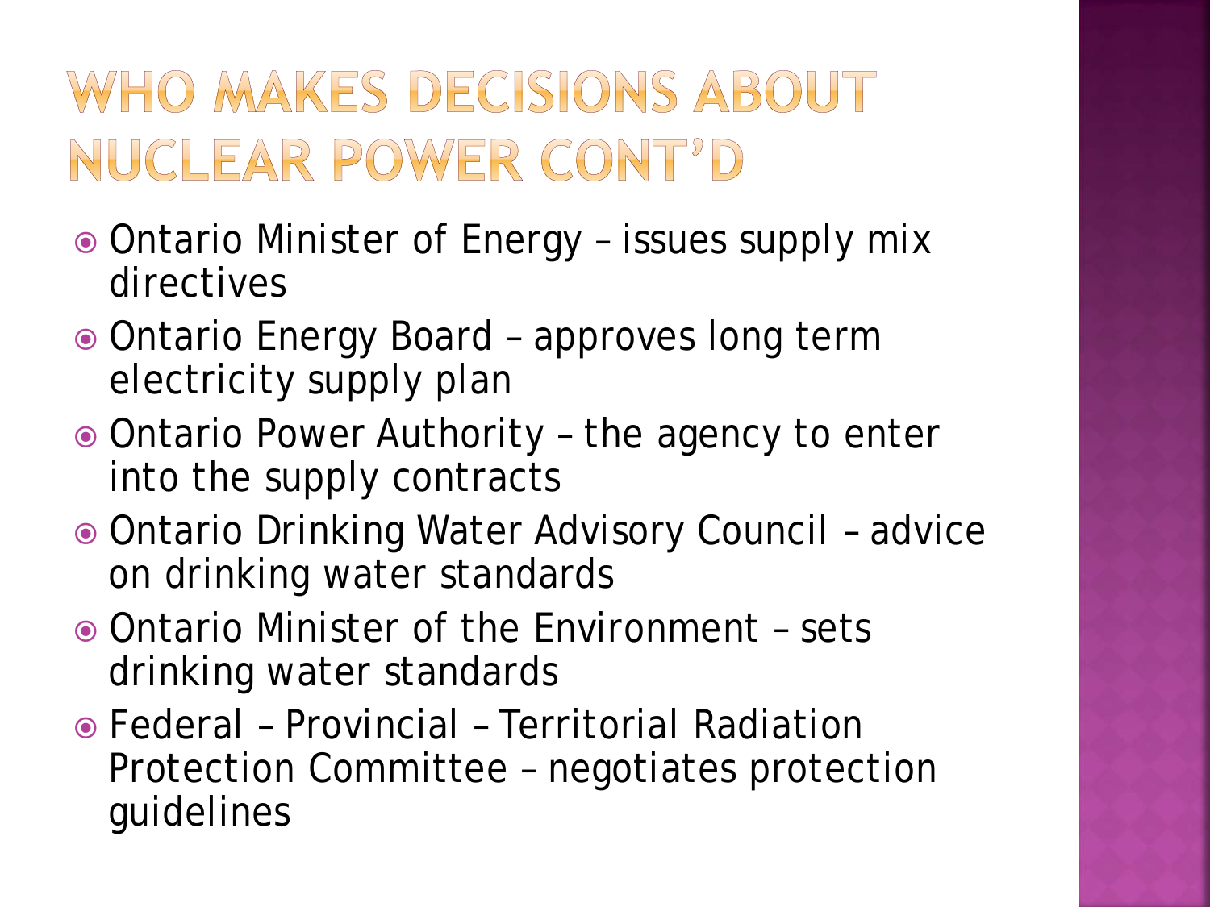# WHO MAKES DECISIONS ABOUT NUCLEAR POWER CONT'D

- Ontario Minister of Energy – issues supply mix directives
- Ontario Energy Board – approves long term electricity supply plan
- Ontario Power Authority – the agency to enter into the supply contracts
- Ontario Drinking Water Advisory Council – advice on drinking water standards
- Ontario Minister of the Environment – sets drinking water standards
- Federal – Provincial – Territorial Radiation Protection Committee – negotiates protection guidelines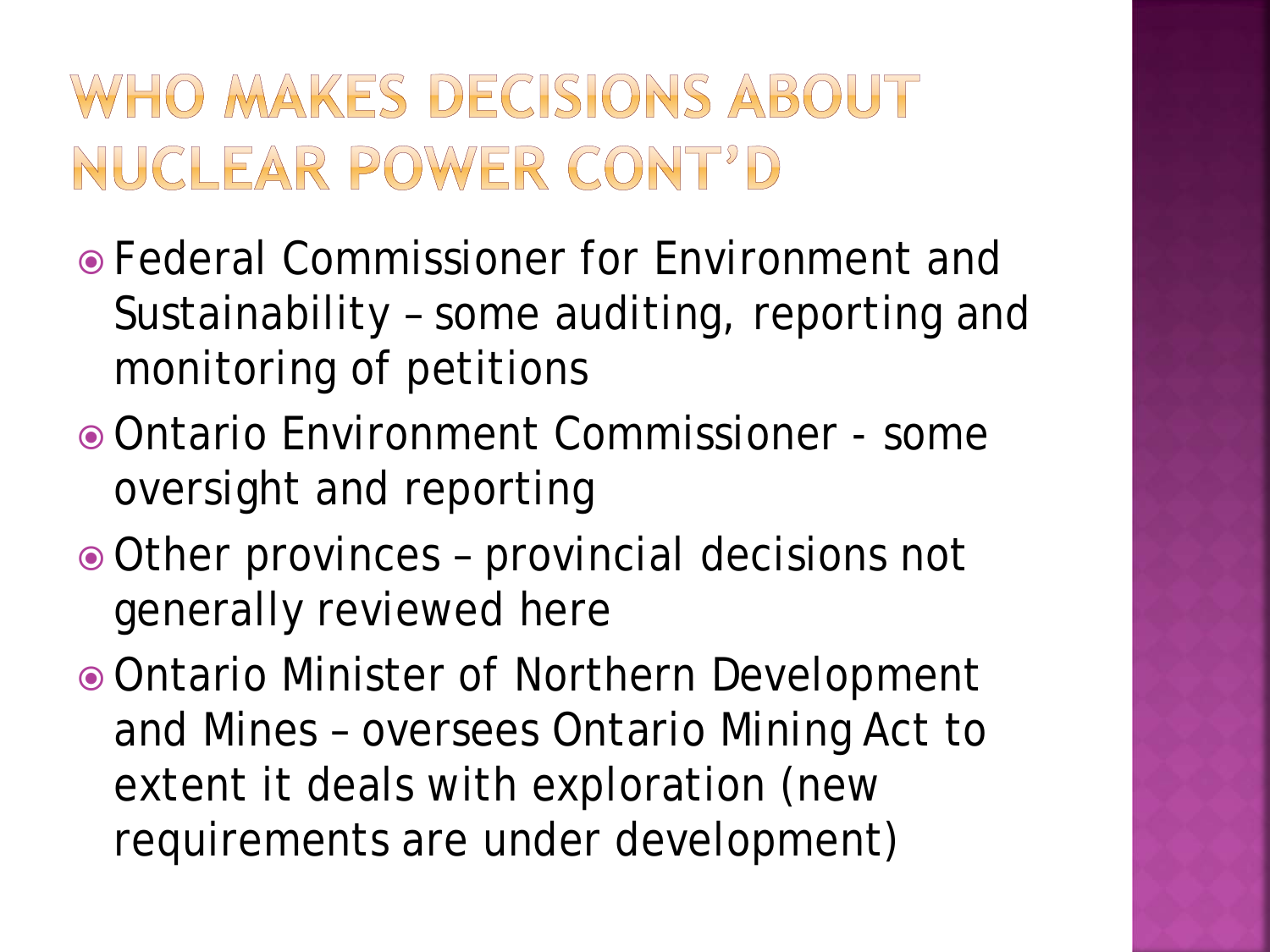# WHO MAKES DECISIONS ABOUT NUCLEAR POWER CONT'D

- Federal Commissioner for Environment and Sustainability – some auditing, reporting and monitoring of petitions
- Ontario Environment Commissioner - some oversight and reporting
- Other provinces – provincial decisions not generally reviewed here
- Ontario Minister of Northern Development and Mines – oversees Ontario Mining Act to extent it deals with exploration (new requirements are under development)